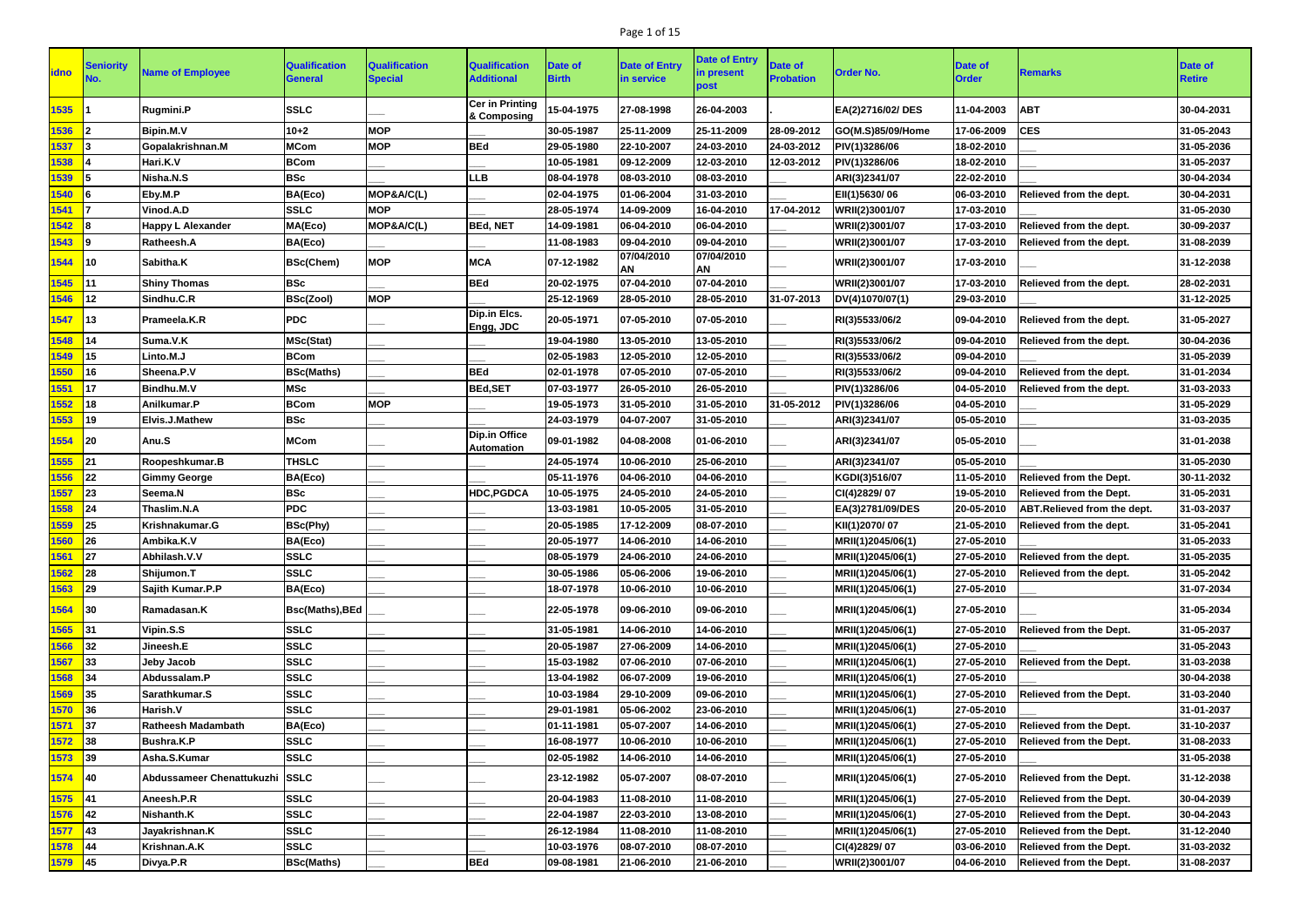| idno | Seniority No. | Name of Employee | Qualification General | Qualification Special | Qualification Additional | Date of Birth | Date of Entry in service | Date of Entry in present post | Date of Probation | Order No. | Date of Order | Remarks | Date of Retire |
|---|---|---|---|---|---|---|---|---|---|---|---|---|---|
| 1535 | 1 | Rugmini.P | SSLC | ___ | Cer in Printing & Composing | 15-04-1975 | 27-08-1998 | 26-04-2003 | . | EA(2)2716/02/ DES | 11-04-2003 | ABT | 30-04-2031 |
| 1536 | 2 | Bipin.M.V | 10+2 | MOP | ___ | 30-05-1987 | 25-11-2009 | 25-11-2009 | 28-09-2012 | GO(M.S)85/09/Home | 17-06-2009 | CES | 31-05-2043 |
| 1537 | 3 | Gopalakrishnan.M | MCom | MOP | BEd | 29-05-1980 | 22-10-2007 | 24-03-2010 | 24-03-2012 | PIV(1)3286/06 | 18-02-2010 | | 31-05-2036 |
| 1538 | 4 | Hari.K.V | BCom | ___ | ___ | 10-05-1981 | 09-12-2009 | 12-03-2010 | 12-03-2012 | PIV(1)3286/06 | 18-02-2010 | ___ | 31-05-2037 |
| 1539 | 5 | Nisha.N.S | BSc | ___ | LLB | 08-04-1978 | 08-03-2010 | 08-03-2010 | ___ | ARI(3)2341/07 | 22-02-2010 | ___ | 30-04-2034 |
| 1540 | 6 | Eby.M.P | BA(Eco) | MOP&A/C(L) | ___ | 02-04-1975 | 01-06-2004 | 31-03-2010 | ___ | EII(1)5630/ 06 | 06-03-2010 | Relieved from the dept. | 30-04-2031 |
| 1541 | 7 | Vinod.A.D | SSLC | MOP | ___ | 28-05-1974 | 14-09-2009 | 16-04-2010 | 17-04-2012 | WRII(2)3001/07 | 17-03-2010 | ___ | 31-05-2030 |
| 1542 | 8 | Happy L Alexander | MA(Eco) | MOP&A/C(L) | BEd, NET | 14-09-1981 | 06-04-2010 | 06-04-2010 | ___ | WRII(2)3001/07 | 17-03-2010 | Relieved from the dept. | 30-09-2037 |
| 1543 | 9 | Ratheesh.A | BA(Eco) | ___ | ___ | 11-08-1983 | 09-04-2010 | 09-04-2010 | ___ | WRII(2)3001/07 | 17-03-2010 | Relieved from the dept. | 31-08-2039 |
| 1544 | 10 | Sabitha.K | BSc(Chem) | MOP | MCA | 07-12-1982 | 07/04/2010 AN | 07/04/2010 AN | ___ | WRII(2)3001/07 | 17-03-2010 | ___ | 31-12-2038 |
| 1545 | 11 | Shiny Thomas | BSc | ___ | BEd | 20-02-1975 | 07-04-2010 | 07-04-2010 | ___ | WRII(2)3001/07 | 17-03-2010 | Relieved from the dept. | 28-02-2031 |
| 1546 | 12 | Sindhu.C.R | BSc(Zool) | MOP | ___ | 25-12-1969 | 28-05-2010 | 28-05-2010 | 31-07-2013 | DV(4)1070/07(1) | 29-03-2010 | ___ | 31-12-2025 |
| 1547 | 13 | Prameela.K.R | PDC | ___ | Dip.in Elcs. Engg, JDC | 20-05-1971 | 07-05-2010 | 07-05-2010 | ___ | RI(3)5533/06/2 | 09-04-2010 | Relieved from the dept. | 31-05-2027 |
| 1548 | 14 | Suma.V.K | MSc(Stat) | ___ | ___ | 19-04-1980 | 13-05-2010 | 13-05-2010 | ___ | RI(3)5533/06/2 | 09-04-2010 | Relieved from the dept. | 30-04-2036 |
| 1549 | 15 | Linto.M.J | BCom | ___ | ___ | 02-05-1983 | 12-05-2010 | 12-05-2010 | ___ | RI(3)5533/06/2 | 09-04-2010 | ___ | 31-05-2039 |
| 1550 | 16 | Sheena.P.V | BSc(Maths) | ___ | BEd | 02-01-1978 | 07-05-2010 | 07-05-2010 | ___ | RI(3)5533/06/2 | 09-04-2010 | Relieved from the dept. | 31-01-2034 |
| 1551 | 17 | Bindhu.M.V | MSc | ___ | BEd,SET | 07-03-1977 | 26-05-2010 | 26-05-2010 | ___ | PIV(1)3286/06 | 04-05-2010 | Relieved from the dept. | 31-03-2033 |
| 1552 | 18 | Anilkumar.P | BCom | MOP | ___ | 19-05-1973 | 31-05-2010 | 31-05-2010 | 31-05-2012 | PIV(1)3286/06 | 04-05-2010 | ___ | 31-05-2029 |
| 1553 | 19 | Elvis.J.Mathew | BSc | ___ | ___ | 24-03-1979 | 04-07-2007 | 31-05-2010 | ___ | ARI(3)2341/07 | 05-05-2010 | ___ | 31-03-2035 |
| 1554 | 20 | Anu.S | MCom | ___ | Dip.in Office Automation | 09-01-1982 | 04-08-2008 | 01-06-2010 | ___ | ARI(3)2341/07 | 05-05-2010 | ___ | 31-01-2038 |
| 1555 | 21 | Roopeshkumar.B | THSLC | ___ | ___ | 24-05-1974 | 10-06-2010 | 25-06-2010 | ___ | ARI(3)2341/07 | 05-05-2010 | ___ | 31-05-2030 |
| 1556 | 22 | Gimmy George | BA(Eco) | ___ | ___ | 05-11-1976 | 04-06-2010 | 04-06-2010 | ___ | KGDI(3)516/07 | 11-05-2010 | Relieved from the Dept. | 30-11-2032 |
| 1557 | 23 | Seema.N | BSc | ___ | HDC,PGDCA | 10-05-1975 | 24-05-2010 | 24-05-2010 | ___ | CI(4)2829/ 07 | 19-05-2010 | Relieved from the Dept. | 31-05-2031 |
| 1558 | 24 | Thaslim.N.A | PDC | ___ | ___ | 13-03-1981 | 10-05-2005 | 31-05-2010 | ___ | EA(3)2781/09/DES | 20-05-2010 | ABT.Relieved from the dept. | 31-03-2037 |
| 1559 | 25 | Krishnakumar.G | BSc(Phy) | ___ | ___ | 20-05-1985 | 17-12-2009 | 08-07-2010 | ___ | KII(1)2070/ 07 | 21-05-2010 | Relieved from the dept. | 31-05-2041 |
| 1560 | 26 | Ambika.K.V | BA(Eco) | ___ | ___ | 20-05-1977 | 14-06-2010 | 14-06-2010 | ___ | MRII(1)2045/06(1) | 27-05-2010 | ___ | 31-05-2033 |
| 1561 | 27 | Abhilash.V.V | SSLC | ___ | ___ | 08-05-1979 | 24-06-2010 | 24-06-2010 | ___ | MRII(1)2045/06(1) | 27-05-2010 | Relieved from the dept. | 31-05-2035 |
| 1562 | 28 | Shijumon.T | SSLC | ___ | ___ | 30-05-1986 | 05-06-2006 | 19-06-2010 | ___ | MRII(1)2045/06(1) | 27-05-2010 | Relieved from the dept. | 31-05-2042 |
| 1563 | 29 | Sajith Kumar.P.P | BA(Eco) | ___ | ___ | 18-07-1978 | 10-06-2010 | 10-06-2010 | ___ | MRII(1)2045/06(1) | 27-05-2010 | ___ | 31-07-2034 |
| 1564 | 30 | Ramadasan.K | Bsc(Maths),BEd | ___ | ___ | 22-05-1978 | 09-06-2010 | 09-06-2010 | ___ | MRII(1)2045/06(1) | 27-05-2010 | ___ | 31-05-2034 |
| 1565 | 31 | Vipin.S.S | SSLC | ___ | ___ | 31-05-1981 | 14-06-2010 | 14-06-2010 | ___ | MRII(1)2045/06(1) | 27-05-2010 | Relieved from the Dept. | 31-05-2037 |
| 1566 | 32 | Jineesh.E | SSLC | ___ | ___ | 20-05-1987 | 27-06-2009 | 14-06-2010 | ___ | MRII(1)2045/06(1) | 27-05-2010 | ___ | 31-05-2043 |
| 1567 | 33 | Jeby Jacob | SSLC | ___ | ___ | 15-03-1982 | 07-06-2010 | 07-06-2010 | ___ | MRII(1)2045/06(1) | 27-05-2010 | Relieved from the Dept. | 31-03-2038 |
| 1568 | 34 | Abdussalam.P | SSLC | ___ | ___ | 13-04-1982 | 06-07-2009 | 19-06-2010 | ___ | MRII(1)2045/06(1) | 27-05-2010 | ___ | 30-04-2038 |
| 1569 | 35 | Sarathkumar.S | SSLC | ___ | ___ | 10-03-1984 | 29-10-2009 | 09-06-2010 | ___ | MRII(1)2045/06(1) | 27-05-2010 | Relieved from the Dept. | 31-03-2040 |
| 1570 | 36 | Harish.V | SSLC | ___ | ___ | 29-01-1981 | 05-06-2002 | 23-06-2010 | ___ | MRII(1)2045/06(1) | 27-05-2010 | ___ | 31-01-2037 |
| 1571 | 37 | Ratheesh Madambath | BA(Eco) | ___ | ___ | 01-11-1981 | 05-07-2007 | 14-06-2010 | ___ | MRII(1)2045/06(1) | 27-05-2010 | Relieved from the Dept. | 31-10-2037 |
| 1572 | 38 | Bushra.K.P | SSLC | ___ | ___ | 16-08-1977 | 10-06-2010 | 10-06-2010 | ___ | MRII(1)2045/06(1) | 27-05-2010 | Relieved from the Dept. | 31-08-2033 |
| 1573 | 39 | Asha.S.Kumar | SSLC | ___ | ___ | 02-05-1982 | 14-06-2010 | 14-06-2010 | ___ | MRII(1)2045/06(1) | 27-05-2010 | ___ | 31-05-2038 |
| 1574 | 40 | Abdussameer Chenattukuzhi | SSLC | ___ | ___ | 23-12-1982 | 05-07-2007 | 08-07-2010 | ___ | MRII(1)2045/06(1) | 27-05-2010 | Relieved from the Dept. | 31-12-2038 |
| 1575 | 41 | Aneesh.P.R | SSLC | ___ | ___ | 20-04-1983 | 11-08-2010 | 11-08-2010 | ___ | MRII(1)2045/06(1) | 27-05-2010 | Relieved from the Dept. | 30-04-2039 |
| 1576 | 42 | Nishanth.K | SSLC | ___ | ___ | 22-04-1987 | 22-03-2010 | 13-08-2010 | ___ | MRII(1)2045/06(1) | 27-05-2010 | Relieved from the Dept. | 30-04-2043 |
| 1577 | 43 | Jayakrishnan.K | SSLC | ___ | ___ | 26-12-1984 | 11-08-2010 | 11-08-2010 | ___ | MRII(1)2045/06(1) | 27-05-2010 | Relieved from the Dept. | 31-12-2040 |
| 1578 | 44 | Krishnan.A.K | SSLC | ___ | ___ | 10-03-1976 | 08-07-2010 | 08-07-2010 | ___ | CI(4)2829/ 07 | 03-06-2010 | Relieved from the Dept. | 31-03-2032 |
| 1579 | 45 | Divya.P.R | BSc(Maths) | ___ | BEd | 09-08-1981 | 21-06-2010 | 21-06-2010 | ___ | WRII(2)3001/07 | 04-06-2010 | Relieved from the Dept. | 31-08-2037 |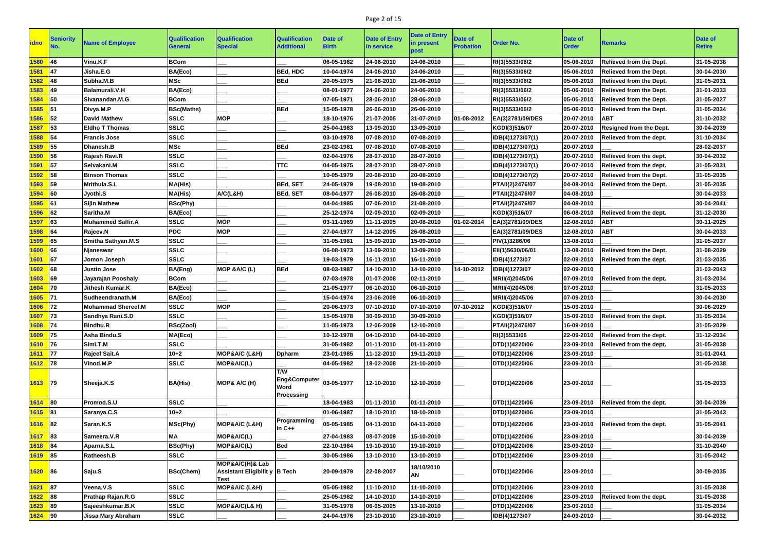| idno | Seniority No. | Name of Employee | Qualification General | Qualification Special | Qualification Additional | Date of Birth | Date of Entry in service | Date of Entry in present post | Date of Probation | Order No. | Date of Order | Remarks | Date of Retire |
|---|---|---|---|---|---|---|---|---|---|---|---|---|---|
| 1580 | 46 | Vinu.K.F | BCom | ___ | ___ | 06-05-1982 | 24-06-2010 | 24-06-2010 | ___ | RI(3)5533/06/2 | 05-06-2010 | Relieved from the Dept. | 31-05-2038 |
| 1581 | 47 | Jisha.E.G | BA(Eco) | ___ | BEd, HDC | 10-04-1974 | 24-06-2010 | 24-06-2010 | ___ | RI(3)5533/06/2 | 05-06-2010 | Relieved from the Dept. | 30-04-2030 |
| 1582 | 48 | Subha.M.B | MSc | ___ | BEd | 20-05-1975 | 21-06-2010 | 21-06-2010 | ___ | RI(3)5533/06/2 | 05-06-2010 | Relieved from the Dept. | 31-05-2031 |
| 1583 | 49 | Balamurali.V.H | BA(Eco) | ___ | ___ | 08-01-1977 | 24-06-2010 | 24-06-2010 | ___ | RI(3)5533/06/2 | 05-06-2010 | Relieved from the Dept. | 31-01-2033 |
| 1584 | 50 | Sivanandan.M.G | BCom | ___ | ___ | 07-05-1971 | 28-06-2010 | 28-06-2010 | ___ | RI(3)5533/06/2 | 05-06-2010 | Relieved from the Dept. | 31-05-2027 |
| 1585 | 51 | Divya.M.P | BSc(Maths) | ___ | BEd | 15-05-1978 | 26-06-2010 | 26-06-2010 | ___ | RI(3)5533/06/2 | 05-06-2010 | Relieved from the Dept. | 31-05-2034 |
| 1586 | 52 | David Mathew | SSLC | MOP | ___ | 18-10-1976 | 21-07-2005 | 31-07-2010 | 01-08-2012 | EA(3)2781/09/DES | 20-07-2010 | ABT | 31-10-2032 |
| 1587 | 53 | Eldho T Thomas | SSLC | ___ | ___ | 25-04-1983 | 13-09-2010 | 13-09-2010 | ___ | KGDI(3)516/07 | 20-07-2010 | Resigned from the Dept. | 30-04-2039 |
| 1588 | 54 | Francis Jose | SSLC | ___ | ___ | 03-10-1978 | 07-08-2010 | 07-08-2010 | ___ | IDB(4)1273/07(1) | 20-07-2010 | Relieved from the dept. | 31-10-2034 |
| 1589 | 55 | Dhanesh.B | MSc | ___ | BEd | 23-02-1981 | 07-08-2010 | 07-08-2010 | ___ | IDB(4)1273/07(1) | 20-07-2010 | | 28-02-2037 |
| 1590 | 56 | Rajesh Ravi.R | SSLC | ___ | ___ | 02-04-1976 | 28-07-2010 | 28-07-2010 | ___ | IDB(4)1273/07(1) | 20-07-2010 | Relieved from the dept. | 30-04-2032 |
| 1591 | 57 | Selvakani.M | SSLC | ___ | TTC | 04-05-1975 | 28-07-2010 | 28-07-2010 | ___ | IDB(4)1273/07(1) | 20-07-2010 | Relieved from the dept. | 31-05-2031 |
| 1592 | 58 | Binson Thomas | SSLC | ___ | ___ | 10-05-1979 | 20-08-2010 | 20-08-2010 | ___ | IDB(4)1273/07(2) | 20-07-2010 | Relieved from the Dept. | 31-05-2035 |
| 1593 | 59 | Mrithula.S.L | MA(His) | ___ | BEd, SET | 24-05-1979 | 19-08-2010 | 19-08-2010 | ___ | PTAII(2)2476/07 | 04-08-2010 | Relieved from the Dept. | 31-05-2035 |
| 1594 | 60 | Jyothi.S | MA(His) | A/C(L&H) | BEd, SET | 08-04-1977 | 26-08-2010 | 26-08-2010 | ___ | PTAII(2)2476/07 | 04-08-2010 | ___ | 30-04-2033 |
| 1595 | 61 | Sijin Mathew | BSc(Phy) | ___ | ___ | 04-04-1985 | 07-06-2010 | 21-08-2010 | ___ | PTAII(2)2476/07 | 04-08-2010 | | 30-04-2041 |
| 1596 | 62 | Saritha.M | BA(Eco) | ___ | ___ | 25-12-1974 | 02-09-2010 | 02-09-2010 | ___ | KGDI(3)516/07 | 06-08-2010 | Relieved from the dept. | 31-12-2030 |
| 1597 | 63 | Muhammed Saffir.A | SSLC | MOP | ___ | 03-11-1969 | 11-11-2005 | 20-08-2010 | 01-02-2014 | EA(3)2781/09/DES | 12-08-2010 | ABT | 30-11-2025 |
| 1598 | 64 | Rajeev.N | PDC | MOP | ___ | 27-04-1977 | 14-12-2005 | 26-08-2010 | ___ | EA(3)2781/09/DES | 12-08-2010 | ABT | 30-04-2033 |
| 1599 | 65 | Smitha Sathyan.M.S | SSLC | ___ | ___ | 31-05-1981 | 15-09-2010 | 15-09-2010 | ___ | PIV(1)3286/06 | 13-08-2010 | | 31-05-2037 |
| 1600 | 66 | Njaneswar | SSLC | ___ | ___ | 06-08-1973 | 13-09-2010 | 13-09-2010 | ___ | EII(1)5630/06/01 | 13-08-2010 | Relieved from the Dept. | 31-08-2029 |
| 1601 | 67 | Jomon Joseph | SSLC | ___ | ___ | 19-03-1979 | 16-11-2010 | 16-11-2010 | ___ | IDB(4)1273/07 | 02-09-2010 | Relieved from the dept. | 31-03-2035 |
| 1602 | 68 | Justin Jose | BA(Eng) | MOP &A/C (L) | BEd | 08-03-1987 | 14-10-2010 | 14-10-2010 | 14-10-2012 | IDB(4)1273/07 | 02-09-2010 | ___ | 31-03-2043 |
| 1603 | 69 | Jayarajan Pooshaly | BCom | ___ | ___ | 07-03-1978 | 01-07-2008 | 02-11-2010 | ___ | MRII(4)2045/06 | 07-09-2010 | Relieved from the dept. | 31-03-2034 |
| 1604 | 70 | Jithesh Kumar.K | BA(Eco) | ___ | ___ | 21-05-1977 | 06-10-2010 | 06-10-2010 | ___ | MRII(4)2045/06 | 07-09-2010 | ___ | 31-05-2033 |
| 1605 | 71 | Sudheendranath.M | BA(Eco) | ___ | ___ | 15-04-1974 | 23-06-2009 | 06-10-2010 | ___ | MRII(4)2045/06 | 07-09-2010 | ___ | 30-04-2030 |
| 1606 | 72 | Mohammad Shereef.M | SSLC | MOP | ___ | 20-06-1973 | 07-10-2010 | 07-10-2010 | 07-10-2012 | KGDI(3)516/07 | 15-09-2010 | ___ | 30-06-2029 |
| 1607 | 73 | Sandhya Rani.S.D | SSLC | ___ | ___ | 15-05-1978 | 30-09-2010 | 30-09-2010 | ___ | KGDI(3)516/07 | 15-09-2010 | Relieved from the dept. | 31-05-2034 |
| 1608 | 74 | Bindhu.R | BSc(Zool) | ___ | ___ | 11-05-1973 | 12-06-2009 | 12-10-2010 | ___ | PTAII(2)2476/07 | 16-09-2010 | ___ | 31-05-2029 |
| 1609 | 75 | Asha Bindu.S | MA(Eco) | ___ | ___ | 10-12-1978 | 04-10-2010 | 04-10-2010 | ___ | RI(3)5533/06 | 22-09-2010 | Relieved from the dept. | 31-12-2034 |
| 1610 | 76 | Simi.T.M | SSLC | ___ | ___ | 31-05-1982 | 01-11-2010 | 01-11-2010 | ___ | DTD(1)4220/06 | 23-09-2010 | Relieved from the dept. | 31-05-2038 |
| 1611 | 77 | Rajeef Sait.A | 10+2 | MOP&A/C (L&H) | Dpharm | 23-01-1985 | 11-12-2010 | 19-11-2010 | ___ | DTD(1)4220/06 | 23-09-2010 | ___ | 31-01-2041 |
| 1612 | 78 | Vinod.M.P | SSLC | MOP&A/C(L) | ___ | 04-05-1982 | 18-02-2008 | 21-10-2010 | ___ | DTD(1)4220/06 | 23-09-2010 | ___ | 31-05-2038 |
| 1613 | 79 | Sheeja.K.S | BA(His) | MOP& A/C (H) | T/W Eng&Computer Word Processing | 03-05-1977 | 12-10-2010 | 12-10-2010 | ___ | DTD(1)4220/06 | 23-09-2010 | ___ | 31-05-2033 |
| 1614 | 80 | Promod.S.U | SSLC | ___ | ___ | 18-04-1983 | 01-11-2010 | 01-11-2010 | ___ | DTD(1)4220/06 | 23-09-2010 | Relieved from the dept. | 30-04-2039 |
| 1615 | 81 | Saranya.C.S | 10+2 | ___ | ___ | 01-06-1987 | 18-10-2010 | 18-10-2010 | ___ | DTD(1)4220/06 | 23-09-2010 | ___ | 31-05-2043 |
| 1616 | 82 | Saran.K.S | MSc(Phy) | MOP&A/C (L&H) | Programming in C++ | 05-05-1985 | 04-11-2010 | 04-11-2010 | ___ | DTD(1)4220/06 | 23-09-2010 | Relieved from the dept. | 31-05-2041 |
| 1617 | 83 | Sameera.V.R | MA | MOP&A/C(L) | ___ | 27-04-1983 | 08-07-2009 | 15-10-2010 | ___ | DTD(1)4220/06 | 23-09-2010 | ___ | 30-04-2039 |
| 1618 | 84 | Aparna.S.L | BSc(Phy) | MOP&A/C(L) | Bed | 22-10-1984 | 19-10-2010 | 19-10-2010 | ___ | DTD(1)4220/06 | 23-09-2010 | ___ | 31-10-2040 |
| 1619 | 85 | Ratheesh.B | SSLC | ___ | ___ | 30-05-1986 | 13-10-2010 | 13-10-2010 | ___ | DTD(1)4220/06 | 23-09-2010 | ___ | 31-05-2042 |
| 1620 | 86 | Saju.S | BSc(Chem) | MOP&A/C(H)& Lab Assistant Eligibility Test | B Tech | 20-09-1979 | 22-08-2007 | 18/10/2010 AN | ___ | DTD(1)4220/06 | 23-09-2010 | ___ | 30-09-2035 |
| 1621 | 87 | Veena.V.S | SSLC | MOP&A/C (L&H) | ___ | 05-05-1982 | 11-10-2010 | 11-10-2010 | ___ | DTD(1)4220/06 | 23-09-2010 | ___ | 31-05-2038 |
| 1622 | 88 | Prathap Rajan.R.G | SSLC | ___ | ___ | 25-05-1982 | 14-10-2010 | 14-10-2010 | ___ | DTD(1)4220/06 | 23-09-2010 | Relieved from the dept. | 31-05-2038 |
| 1623 | 89 | Sajeeshkumar.B.K | SSLC | MOP&A/C(L& H) | ___ | 31-05-1978 | 06-05-2005 | 13-10-2010 | ___ | DTD(1)4220/06 | 23-09-2010 | ___ | 31-05-2034 |
| 1624 | 90 | Jissa Mary Abraham | SSLC | ___ | ___ | 24-04-1976 | 23-10-2010 | 23-10-2010 | ___ | IDB(4)1273/07 | 24-09-2010 | ___ | 30-04-2032 |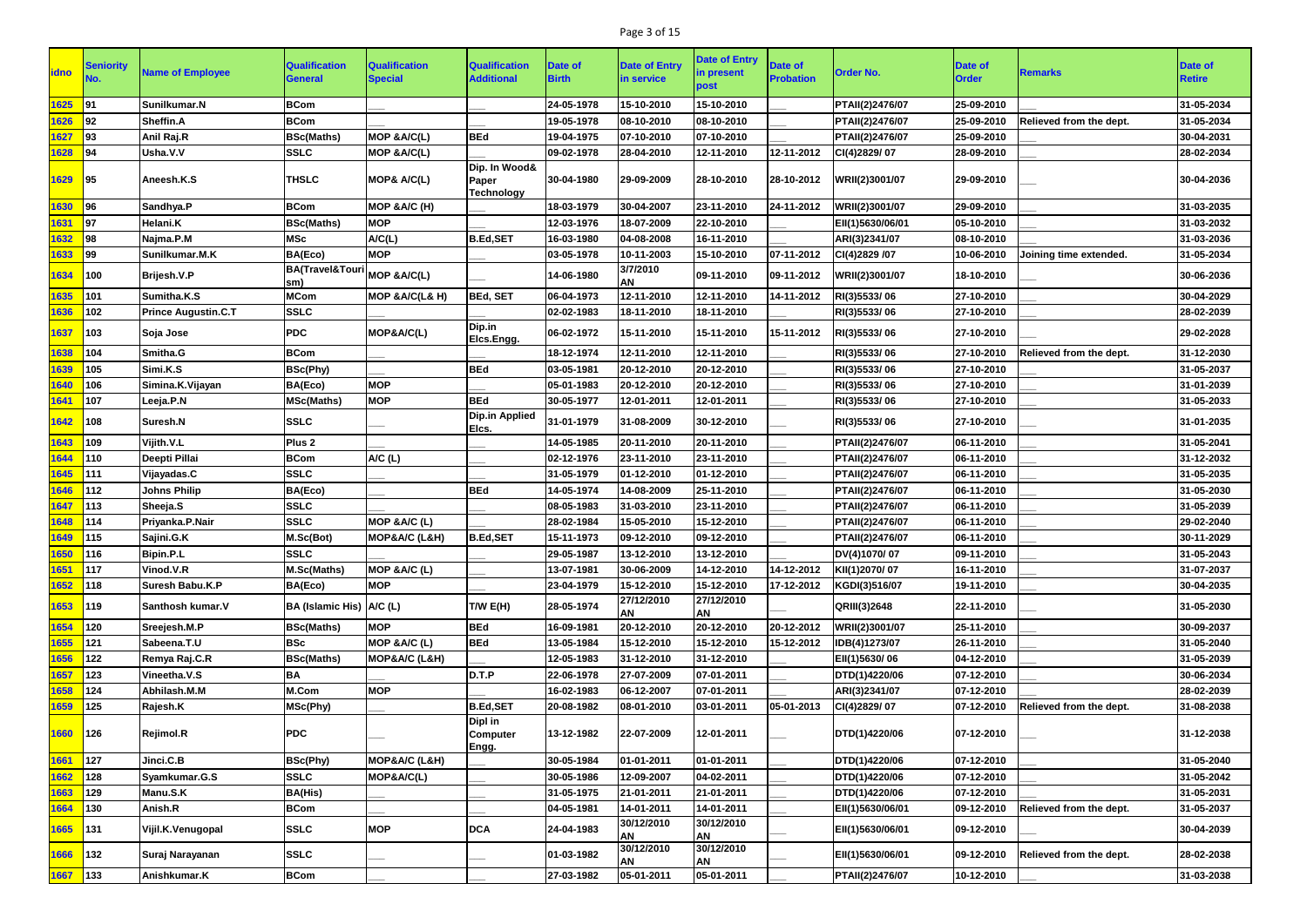| idno | Seniority No. | Name of Employee | Qualification General | Qualification Special | Qualification Additional | Date of Birth | Date of Entry in service | Date of Entry in present post | Date of Probation | Order No. | Date of Order | Remarks | Date of Retire |
|---|---|---|---|---|---|---|---|---|---|---|---|---|---|
| 1625 | 91 | Sunilkumar.N | BCom | ___ | ___ | 24-05-1978 | 15-10-2010 | 15-10-2010 | ___ | PTAII(2)2476/07 | 25-09-2010 | ___ | 31-05-2034 |
| 1626 | 92 | Sheffin.A | BCom | ___ | ___ | 19-05-1978 | 08-10-2010 | 08-10-2010 | ___ | PTAII(2)2476/07 | 25-09-2010 | Relieved from the dept. | 31-05-2034 |
| 1627 | 93 | Anil Raj.R | BSc(Maths) | MOP &A/C(L) | BEd | 19-04-1975 | 07-10-2010 | 07-10-2010 | ___ | PTAII(2)2476/07 | 25-09-2010 | ___ | 30-04-2031 |
| 1628 | 94 | Usha.V.V | SSLC | MOP &A/C(L) | ___ | 09-02-1978 | 28-04-2010 | 12-11-2010 | 12-11-2012 | CI(4)2829/ 07 | 28-09-2010 | ___ | 28-02-2034 |
| 1629 | 95 | Aneesh.K.S | THSLC | MOP& A/C(L) | Dip. In Wood& Paper Technology | 30-04-1980 | 29-09-2009 | 28-10-2010 | 28-10-2012 | WRII(2)3001/07 | 29-09-2010 | ___ | 30-04-2036 |
| 1630 | 96 | Sandhya.P | BCom | MOP &A/C (H) | ___ | 18-03-1979 | 30-04-2007 | 23-11-2010 | 24-11-2012 | WRII(2)3001/07 | 29-09-2010 | ___ | 31-03-2035 |
| 1631 | 97 | Helani.K | BSc(Maths) | MOP | ___ | 12-03-1976 | 18-07-2009 | 22-10-2010 | ___ | EII(1)5630/06/01 | 05-10-2010 | ___ | 31-03-2032 |
| 1632 | 98 | Najma.P.M | MSc | A/C(L) | B.Ed,SET | 16-03-1980 | 04-08-2008 | 16-11-2010 | ___ | ARI(3)2341/07 | 08-10-2010 | ___ | 31-03-2036 |
| 1633 | 99 | Sunilkumar.M.K | BA(Eco) | MOP | ___ | 03-05-1978 | 10-11-2003 | 15-10-2010 | 07-11-2012 | CI(4)2829 /07 | 10-06-2010 | Joining time extended. | 31-05-2034 |
| 1634 | 100 | Brijesh.V.P | BA(Travel&Tourism) | MOP &A/C(L) | ___ | 14-06-1980 | 3/7/2010 AN | 09-11-2010 | 09-11-2012 | WRII(2)3001/07 | 18-10-2010 | ___ | 30-06-2036 |
| 1635 | 101 | Sumitha.K.S | MCom | MOP &A/C(L& H) | BEd, SET | 06-04-1973 | 12-11-2010 | 12-11-2010 | 14-11-2012 | RI(3)5533/ 06 | 27-10-2010 | ___ | 30-04-2029 |
| 1636 | 102 | Prince Augustin.C.T | SSLC | ___ | ___ | 02-02-1983 | 18-11-2010 | 18-11-2010 | ___ | RI(3)5533/ 06 | 27-10-2010 | ___ | 28-02-2039 |
| 1637 | 103 | Soja Jose | PDC | MOP&A/C(L) | Dip.in Elcs.Engg. | 06-02-1972 | 15-11-2010 | 15-11-2010 | 15-11-2012 | RI(3)5533/ 06 | 27-10-2010 | ___ | 29-02-2028 |
| 1638 | 104 | Smitha.G | BCom | ___ | ___ | 18-12-1974 | 12-11-2010 | 12-11-2010 | ___ | RI(3)5533/ 06 | 27-10-2010 | Relieved from the dept. | 31-12-2030 |
| 1639 | 105 | Simi.K.S | BSc(Phy) | ___ | BEd | 03-05-1981 | 20-12-2010 | 20-12-2010 | ___ | RI(3)5533/ 06 | 27-10-2010 | ___ | 31-05-2037 |
| 1640 | 106 | Simina.K.Vijayan | BA(Eco) | MOP | ___ | 05-01-1983 | 20-12-2010 | 20-12-2010 | ___ | RI(3)5533/ 06 | 27-10-2010 | ___ | 31-01-2039 |
| 1641 | 107 | Leeja.P.N | MSc(Maths) | MOP | BEd | 30-05-1977 | 12-01-2011 | 12-01-2011 | ___ | RI(3)5533/ 06 | 27-10-2010 | ___ | 31-05-2033 |
| 1642 | 108 | Suresh.N | SSLC | ___ | Dip.in Applied Elcs. | 31-01-1979 | 31-08-2009 | 30-12-2010 | ___ | RI(3)5533/ 06 | 27-10-2010 | ___ | 31-01-2035 |
| 1643 | 109 | Vijith.V.L | Plus 2 | ___ | ___ | 14-05-1985 | 20-11-2010 | 20-11-2010 | ___ | PTAII(2)2476/07 | 06-11-2010 | ___ | 31-05-2041 |
| 1644 | 110 | Deepti Pillai | BCom | A/C (L) | ___ | 02-12-1976 | 23-11-2010 | 23-11-2010 | ___ | PTAII(2)2476/07 | 06-11-2010 | ___ | 31-12-2032 |
| 1645 | 111 | Vijayadas.C | SSLC | ___ | ___ | 31-05-1979 | 01-12-2010 | 01-12-2010 | ___ | PTAII(2)2476/07 | 06-11-2010 | ___ | 31-05-2035 |
| 1646 | 112 | Johns Philip | BA(Eco) | ___ | BEd | 14-05-1974 | 14-08-2009 | 25-11-2010 | ___ | PTAII(2)2476/07 | 06-11-2010 | ___ | 31-05-2030 |
| 1647 | 113 | Sheeja.S | SSLC | ___ | ___ | 08-05-1983 | 31-03-2010 | 23-11-2010 | ___ | PTAII(2)2476/07 | 06-11-2010 | ___ | 31-05-2039 |
| 1648 | 114 | Priyanka.P.Nair | SSLC | MOP &A/C (L) | ___ | 28-02-1984 | 15-05-2010 | 15-12-2010 | ___ | PTAII(2)2476/07 | 06-11-2010 | ___ | 29-02-2040 |
| 1649 | 115 | Sajini.G.K | M.Sc(Bot) | MOP&A/C (L&H) | B.Ed,SET | 15-11-1973 | 09-12-2010 | 09-12-2010 | ___ | PTAII(2)2476/07 | 06-11-2010 | ___ | 30-11-2029 |
| 1650 | 116 | Bipin.P.L | SSLC | ___ | ___ | 29-05-1987 | 13-12-2010 | 13-12-2010 | ___ | DV(4)1070/ 07 | 09-11-2010 | ___ | 31-05-2043 |
| 1651 | 117 | Vinod.V.R | M.Sc(Maths) | MOP &A/C (L) | ___ | 13-07-1981 | 30-06-2009 | 14-12-2010 | 14-12-2012 | KII(1)2070/ 07 | 16-11-2010 | ___ | 31-07-2037 |
| 1652 | 118 | Suresh Babu.K.P | BA(Eco) | MOP | ___ | 23-04-1979 | 15-12-2010 | 15-12-2010 | 17-12-2012 | KGDI(3)516/07 | 19-11-2010 | ___ | 30-04-2035 |
| 1653 | 119 | Santhosh kumar.V | BA (Islamic His) | A/C (L) | T/W E(H) | 28-05-1974 | 27/12/2010 AN | 27/12/2010 AN | ___ | QRIII(3)2648 | 22-11-2010 | ___ | 31-05-2030 |
| 1654 | 120 | Sreejesh.M.P | BSc(Maths) | MOP | BEd | 16-09-1981 | 20-12-2010 | 20-12-2010 | 20-12-2012 | WRII(2)3001/07 | 25-11-2010 | ___ | 30-09-2037 |
| 1655 | 121 | Sabeena.T.U | BSc | MOP &A/C (L) | BEd | 13-05-1984 | 15-12-2010 | 15-12-2010 | 15-12-2012 | IDB(4)1273/07 | 26-11-2010 | ___ | 31-05-2040 |
| 1656 | 122 | Remya Raj.C.R | BSc(Maths) | MOP&A/C (L&H) | ___ | 12-05-1983 | 31-12-2010 | 31-12-2010 | ___ | EII(1)5630/ 06 | 04-12-2010 | ___ | 31-05-2039 |
| 1657 | 123 | Vineetha.V.S | BA | ___ | D.T.P | 22-06-1978 | 27-07-2009 | 07-01-2011 | ___ | DTD(1)4220/06 | 07-12-2010 | ___ | 30-06-2034 |
| 1658 | 124 | Abhilash.M.M | M.Com | MOP | ___ | 16-02-1983 | 06-12-2007 | 07-01-2011 | ___ | ARI(3)2341/07 | 07-12-2010 | ___ | 28-02-2039 |
| 1659 | 125 | Rajesh.K | MSc(Phy) | ___ | B.Ed,SET | 20-08-1982 | 08-01-2010 | 03-01-2011 | 05-01-2013 | CI(4)2829/ 07 | 07-12-2010 | Relieved from the dept. | 31-08-2038 |
| 1660 | 126 | Rejimol.R | PDC | ___ | Dipl in Computer Engg. | 13-12-1982 | 22-07-2009 | 12-01-2011 | ___ | DTD(1)4220/06 | 07-12-2010 | ___ | 31-12-2038 |
| 1661 | 127 | Jinci.C.B | BSc(Phy) | MOP&A/C (L&H) | ___ | 30-05-1984 | 01-01-2011 | 01-01-2011 | ___ | DTD(1)4220/06 | 07-12-2010 | ___ | 31-05-2040 |
| 1662 | 128 | Syamkumar.G.S | SSLC | MOP&A/C(L) | ___ | 30-05-1986 | 12-09-2007 | 04-02-2011 | ___ | DTD(1)4220/06 | 07-12-2010 | ___ | 31-05-2042 |
| 1663 | 129 | Manu.S.K | BA(His) | ___ | ___ | 31-05-1975 | 21-01-2011 | 21-01-2011 | ___ | DTD(1)4220/06 | 07-12-2010 | ___ | 31-05-2031 |
| 1664 | 130 | Anish.R | BCom | ___ | ___ | 04-05-1981 | 14-01-2011 | 14-01-2011 | ___ | EII(1)5630/06/01 | 09-12-2010 | Relieved from the dept. | 31-05-2037 |
| 1665 | 131 | Vijil.K.Venugopal | SSLC | MOP | DCA | 24-04-1983 | 30/12/2010 AN | 30/12/2010 AN | ___ | EII(1)5630/06/01 | 09-12-2010 | ___ | 30-04-2039 |
| 1666 | 132 | Suraj Narayanan | SSLC | ___ | ___ | 01-03-1982 | 30/12/2010 AN | 30/12/2010 AN | ___ | EII(1)5630/06/01 | 09-12-2010 | Relieved from the dept. | 28-02-2038 |
| 1667 | 133 | Anishkumar.K | BCom | ___ | ___ | 27-03-1982 | 05-01-2011 | 05-01-2011 | ___ | PTAII(2)2476/07 | 10-12-2010 | ___ | 31-03-2038 |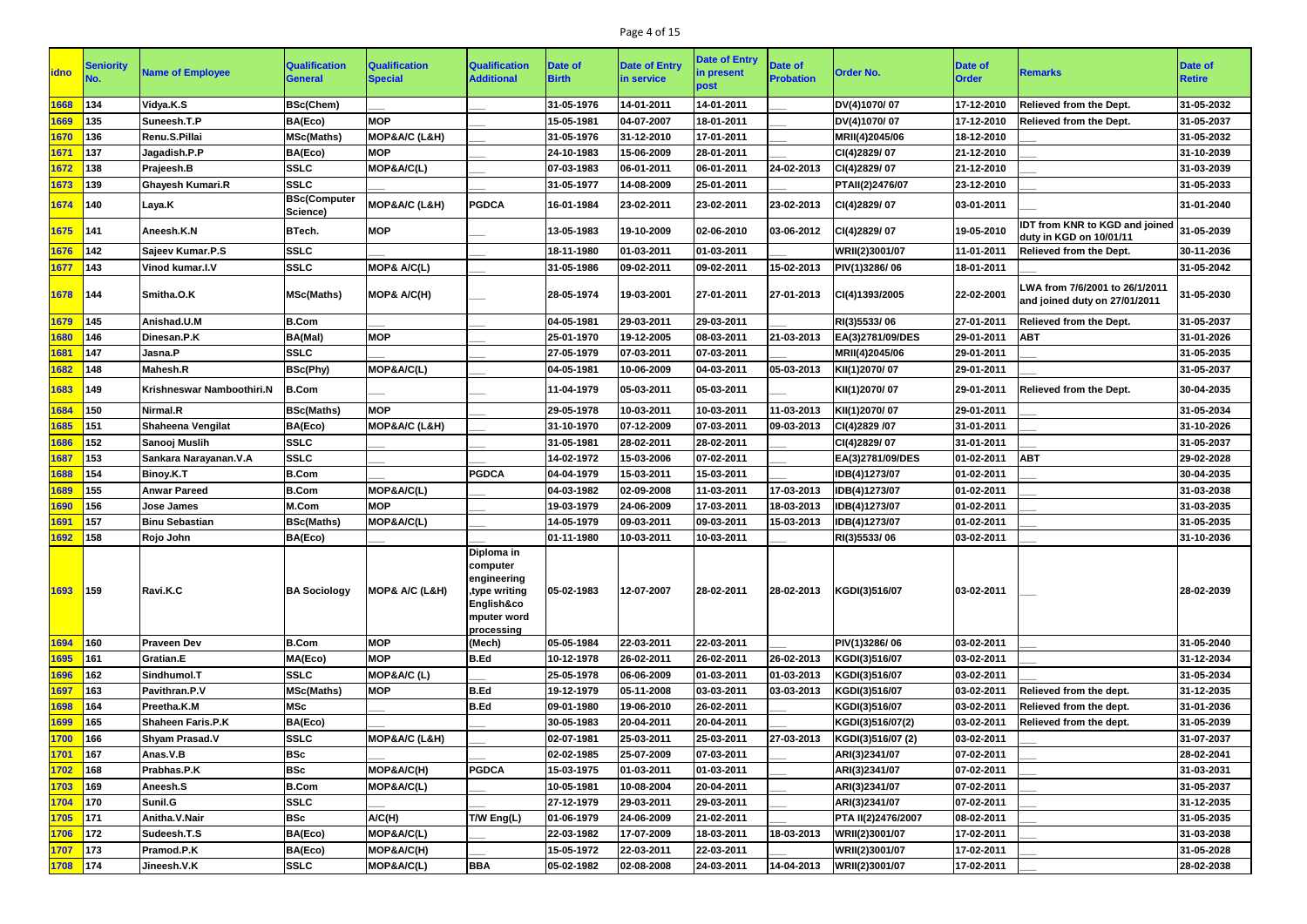| idno | Seniority No. | Name of Employee | Qualification General | Qualification Special | Qualification Additional | Date of Birth | Date of Entry in service | Date of Entry in present post | Date of Probation | Order No. | Date of Order | Remarks | Date of Retire |
|---|---|---|---|---|---|---|---|---|---|---|---|---|---|
| 1668 | 134 | Vidya.K.S | BSc(Chem) | ___ | ___ | 31-05-1976 | 14-01-2011 | 14-01-2011 | ___ | DV(4)1070/ 07 | 17-12-2010 | Relieved from the Dept. | 31-05-2032 |
| 1669 | 135 | Suneesh.T.P | BA(Eco) | MOP | ___ | 15-05-1981 | 04-07-2007 | 18-01-2011 | ___ | DV(4)1070/ 07 | 17-12-2010 | Relieved from the Dept. | 31-05-2037 |
| 1670 | 136 | Renu.S.Pillai | MSc(Maths) | MOP&A/C (L&H) | ___ | 31-05-1976 | 31-12-2010 | 17-01-2011 | ___ | MRII(4)2045/06 | 18-12-2010 | ___ | 31-05-2032 |
| 1671 | 137 | Jagadish.P.P | BA(Eco) | MOP | ___ | 24-10-1983 | 15-06-2009 | 28-01-2011 | ___ | CI(4)2829/ 07 | 21-12-2010 | ___ | 31-10-2039 |
| 1672 | 138 | Prajeesh.B | SSLC | MOP&A/C(L) | ___ | 07-03-1983 | 06-01-2011 | 06-01-2011 | 24-02-2013 | CI(4)2829/ 07 | 21-12-2010 | ___ | 31-03-2039 |
| 1673 | 139 | Ghayesh Kumari.R | SSLC | ___ | ___ | 31-05-1977 | 14-08-2009 | 25-01-2011 | ___ | PTAII(2)2476/07 | 23-12-2010 | ___ | 31-05-2033 |
| 1674 | 140 | Laya.K | BSc(Computer Science) | MOP&A/C (L&H) | PGDCA | 16-01-1984 | 23-02-2011 | 23-02-2011 | 23-02-2013 | CI(4)2829/ 07 | 03-01-2011 | ___ | 31-01-2040 |
| 1675 | 141 | Aneesh.K.N | BTech. | MOP | ___ | 13-05-1983 | 19-10-2009 | 02-06-2010 | 03-06-2012 | CI(4)2829/ 07 | 19-05-2010 | IDT from KNR to KGD and joined duty in KGD on 10/01/11 | 31-05-2039 |
| 1676 | 142 | Sajeev Kumar.P.S | SSLC | ___ | ___ | 18-11-1980 | 01-03-2011 | 01-03-2011 | ___ | WRII(2)3001/07 | 11-01-2011 | Relieved from the Dept. | 30-11-2036 |
| 1677 | 143 | Vinod kumar.I.V | SSLC | MOP& A/C(L) | ___ | 31-05-1986 | 09-02-2011 | 09-02-2011 | 15-02-2013 | PIV(1)3286/ 06 | 18-01-2011 | ___ | 31-05-2042 |
| 1678 | 144 | Smitha.O.K | MSc(Maths) | MOP& A/C(H) | ___ | 28-05-1974 | 19-03-2001 | 27-01-2011 | 27-01-2013 | CI(4)1393/2005 | 22-02-2001 | LWA from 7/6/2001 to 26/1/2011 and joined duty on 27/01/2011 | 31-05-2030 |
| 1679 | 145 | Anishad.U.M | B.Com | ___ | ___ | 04-05-1981 | 29-03-2011 | 29-03-2011 | ___ | RI(3)5533/ 06 | 27-01-2011 | Relieved from the Dept. | 31-05-2037 |
| 1680 | 146 | Dinesan.P.K | BA(Mal) | MOP | ___ | 25-01-1970 | 19-12-2005 | 08-03-2011 | 21-03-2013 | EA(3)2781/09/DES | 29-01-2011 | ABT | 31-01-2026 |
| 1681 | 147 | Jasna.P | SSLC | ___ | ___ | 27-05-1979 | 07-03-2011 | 07-03-2011 | ___ | MRII(4)2045/06 | 29-01-2011 | ___ | 31-05-2035 |
| 1682 | 148 | Mahesh.R | BSc(Phy) | MOP&A/C(L) | ___ | 04-05-1981 | 10-06-2009 | 04-03-2011 | 05-03-2013 | KII(1)2070/ 07 | 29-01-2011 | ___ | 31-05-2037 |
| 1683 | 149 | Krishneswar Namboothiri.N | B.Com | ___ | ___ | 11-04-1979 | 05-03-2011 | 05-03-2011 | ___ | KII(1)2070/ 07 | 29-01-2011 | Relieved from the Dept. | 30-04-2035 |
| 1684 | 150 | Nirmal.R | BSc(Maths) | MOP | ___ | 29-05-1978 | 10-03-2011 | 10-03-2011 | 11-03-2013 | KII(1)2070/ 07 | 29-01-2011 | ___ | 31-05-2034 |
| 1685 | 151 | Shaheena Vengilat | BA(Eco) | MOP&A/C (L&H) | ___ | 31-10-1970 | 07-12-2009 | 07-03-2011 | 09-03-2013 | CI(4)2829 /07 | 31-01-2011 | ___ | 31-10-2026 |
| 1686 | 152 | Sanooj Muslih | SSLC | ___ | ___ | 31-05-1981 | 28-02-2011 | 28-02-2011 | ___ | CI(4)2829/ 07 | 31-01-2011 | ___ | 31-05-2037 |
| 1687 | 153 | Sankara Narayanan.V.A | SSLC | ___ | ___ | 14-02-1972 | 15-03-2006 | 07-02-2011 | ___ | EA(3)2781/09/DES | 01-02-2011 | ABT | 29-02-2028 |
| 1688 | 154 | Binoy.K.T | B.Com | ___ | PGDCA | 04-04-1979 | 15-03-2011 | 15-03-2011 | ___ | IDB(4)1273/07 | 01-02-2011 | ___ | 30-04-2035 |
| 1689 | 155 | Anwar Pareed | B.Com | MOP&A/C(L) | ___ | 04-03-1982 | 02-09-2008 | 11-03-2011 | 17-03-2013 | IDB(4)1273/07 | 01-02-2011 | ___ | 31-03-2038 |
| 1690 | 156 | Jose James | M.Com | MOP | ___ | 19-03-1979 | 24-06-2009 | 17-03-2011 | 18-03-2013 | IDB(4)1273/07 | 01-02-2011 | ___ | 31-03-2035 |
| 1691 | 157 | Binu Sebastian | BSc(Maths) | MOP&A/C(L) | ___ | 14-05-1979 | 09-03-2011 | 09-03-2011 | 15-03-2013 | IDB(4)1273/07 | 01-02-2011 | ___ | 31-05-2035 |
| 1692 | 158 | Rojo John | BA(Eco) | ___ | ___ | 01-11-1980 | 10-03-2011 | 10-03-2011 | ___ | RI(3)5533/ 06 | 03-02-2011 | ___ | 31-10-2036 |
| 1693 | 159 | Ravi.K.C | BA Sociology | MOP& A/C (L&H) | Diploma in computer engineering ,type writing English&computer word processing | 05-02-1983 | 12-07-2007 | 28-02-2011 | 28-02-2013 | KGDI(3)516/07 | 03-02-2011 | ___ | 28-02-2039 |
| 1694 | 160 | Praveen Dev | B.Com | MOP | (Mech) | 05-05-1984 | 22-03-2011 | 22-03-2011 | ___ | PIV(1)3286/ 06 | 03-02-2011 | ___ | 31-05-2040 |
| 1695 | 161 | Gratian.E | MA(Eco) | MOP | B.Ed | 10-12-1978 | 26-02-2011 | 26-02-2011 | 26-02-2013 | KGDI(3)516/07 | 03-02-2011 | ___ | 31-12-2034 |
| 1696 | 162 | Sindhumol.T | SSLC | MOP&A/C (L) | ___ | 25-05-1978 | 06-06-2009 | 01-03-2011 | 01-03-2013 | KGDI(3)516/07 | 03-02-2011 | ___ | 31-05-2034 |
| 1697 | 163 | Pavithran.P.V | MSc(Maths) | MOP | B.Ed | 19-12-1979 | 05-11-2008 | 03-03-2011 | 03-03-2013 | KGDI(3)516/07 | 03-02-2011 | Relieved from the dept. | 31-12-2035 |
| 1698 | 164 | Preetha.K.M | MSc | ___ | B.Ed | 09-01-1980 | 19-06-2010 | 26-02-2011 | ___ | KGDI(3)516/07 | 03-02-2011 | Relieved from the dept. | 31-01-2036 |
| 1699 | 165 | Shaheen Faris.P.K | BA(Eco) | ___ | ___ | 30-05-1983 | 20-04-2011 | 20-04-2011 | ___ | KGDI(3)516/07(2) | 03-02-2011 | Relieved from the dept. | 31-05-2039 |
| 1700 | 166 | Shyam Prasad.V | SSLC | MOP&A/C (L&H) | ___ | 02-07-1981 | 25-03-2011 | 25-03-2011 | 27-03-2013 | KGDI(3)516/07 (2) | 03-02-2011 | ___ | 31-07-2037 |
| 1701 | 167 | Anas.V.B | BSc | ___ | ___ | 02-02-1985 | 25-07-2009 | 07-03-2011 | ___ | ARI(3)2341/07 | 07-02-2011 | ___ | 28-02-2041 |
| 1702 | 168 | Prabhas.P.K | BSc | MOP&A/C(H) | PGDCA | 15-03-1975 | 01-03-2011 | 01-03-2011 | ___ | ARI(3)2341/07 | 07-02-2011 | ___ | 31-03-2031 |
| 1703 | 169 | Aneesh.S | B.Com | MOP&A/C(L) | ___ | 10-05-1981 | 10-08-2004 | 20-04-2011 | ___ | ARI(3)2341/07 | 07-02-2011 | ___ | 31-05-2037 |
| 1704 | 170 | Sunil.G | SSLC | ___ | ___ | 27-12-1979 | 29-03-2011 | 29-03-2011 | ___ | ARI(3)2341/07 | 07-02-2011 | ___ | 31-12-2035 |
| 1705 | 171 | Anitha.V.Nair | BSc | A/C(H) | T/W Eng(L) | 01-06-1979 | 24-06-2009 | 21-02-2011 | ___ | PTA II(2)2476/2007 | 08-02-2011 | ___ | 31-05-2035 |
| 1706 | 172 | Sudeesh.T.S | BA(Eco) | MOP&A/C(L) | ___ | 22-03-1982 | 17-07-2009 | 18-03-2011 | 18-03-2013 | WRII(2)3001/07 | 17-02-2011 | ___ | 31-03-2038 |
| 1707 | 173 | Pramod.P.K | BA(Eco) | MOP&A/C(H) | ___ | 15-05-1972 | 22-03-2011 | 22-03-2011 | ___ | WRII(2)3001/07 | 17-02-2011 | ___ | 31-05-2028 |
| 1708 | 174 | Jineesh.V.K | SSLC | MOP&A/C(L) | BBA | 05-02-1982 | 02-08-2008 | 24-03-2011 | 14-04-2013 | WRII(2)3001/07 | 17-02-2011 | ___ | 28-02-2038 |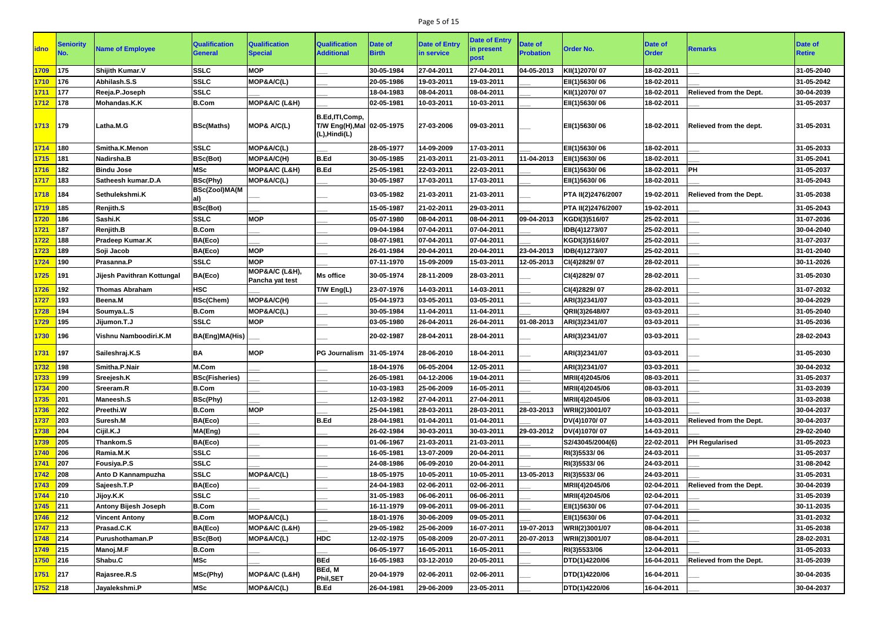| idno | Seniority No. | Name of Employee | Qualification General | Qualification Special | Qualification Additional | Date of Birth | Date of Entry in service | Date of Entry in present post | Date of Probation | Order No. | Date of Order | Remarks | Date of Retire |
|---|---|---|---|---|---|---|---|---|---|---|---|---|---|
| 1709 | 175 | Shijith Kumar.V | SSLC | MOP | ___ | 30-05-1984 | 27-04-2011 | 27-04-2011 | 04-05-2013 | KII(1)2070/ 07 | 18-02-2011 | ___ | 31-05-2040 |
| 1710 | 176 | Abhilash.S.S | SSLC | MOP&A/C(L) | ___ | 20-05-1986 | 19-03-2011 | 19-03-2011 | ___ | EII(1)5630/ 06 | 18-02-2011 | ___ | 31-05-2042 |
| 1711 | 177 | Reeja.P.Joseph | SSLC | ___ | ___ | 18-04-1983 | 08-04-2011 | 08-04-2011 | ___ | KII(1)2070/ 07 | 18-02-2011 | Relieved from the Dept. | 30-04-2039 |
| 1712 | 178 | Mohandas.K.K | B.Com | MOP&A/C (L&H) | ___ | 02-05-1981 | 10-03-2011 | 10-03-2011 | ___ | EII(1)5630/ 06 | 18-02-2011 | ___ | 31-05-2037 |
| 1713 | 179 | Latha.M.G | BSc(Maths) | MOP& A/C(L) | B.Ed,ITI,Comp, T/W Eng(H),Mal (L),Hindi(L) | 02-05-1975 | 27-03-2006 | 09-03-2011 | ___ | EII(1)5630/ 06 | 18-02-2011 | Relieved from the dept. | 31-05-2031 |
| 1714 | 180 | Smitha.K.Menon | SSLC | MOP&A/C(L) | ___ | 28-05-1977 | 14-09-2009 | 17-03-2011 | ___ | EII(1)5630/ 06 | 18-02-2011 | ___ | 31-05-2033 |
| 1715 | 181 | Nadirsha.B | BSc(Bot) | MOP&A/C(H) | B.Ed | 30-05-1985 | 21-03-2011 | 21-03-2011 | 11-04-2013 | EII(1)5630/ 06 | 18-02-2011 | ___ | 31-05-2041 |
| 1716 | 182 | Bindu Jose | MSc | MOP&A/C (L&H) | B.Ed | 25-05-1981 | 22-03-2011 | 22-03-2011 | ___ | EII(1)5630/ 06 | 18-02-2011 | PH | 31-05-2037 |
| 1717 | 183 | Satheesh kumar.D.A | BSc(Phy) | MOP&A/C(L) | ___ | 30-05-1987 | 17-03-2011 | 17-03-2011 | ___ | EII(1)5630/ 06 | 18-02-2011 | ___ | 31-05-2043 |
| 1718 | 184 | Sethulekshmi.K | BSc(Zool)MA(Mal) | ___ | ___ | 03-05-1982 | 21-03-2011 | 21-03-2011 | ___ | PTA II(2)2476/2007 | 19-02-2011 | Relieved from the Dept. | 31-05-2038 |
| 1719 | 185 | Renjith.S | BSc(Bot) | ___ | ___ | 15-05-1987 | 21-02-2011 | 29-03-2011 | ___ | PTA II(2)2476/2007 | 19-02-2011 | ___ | 31-05-2043 |
| 1720 | 186 | Sashi.K | SSLC | MOP | ___ | 05-07-1980 | 08-04-2011 | 08-04-2011 | 09-04-2013 | KGDI(3)516/07 | 25-02-2011 | ___ | 31-07-2036 |
| 1721 | 187 | Renjith.B | B.Com | ___ | ___ | 09-04-1984 | 07-04-2011 | 07-04-2011 | ___ | IDB(4)1273/07 | 25-02-2011 | ___ | 30-04-2040 |
| 1722 | 188 | Pradeep Kumar.K | BA(Eco) | ___ | ___ | 08-07-1981 | 07-04-2011 | 07-04-2011 | ___ | KGDI(3)516/07 | 25-02-2011 | ___ | 31-07-2037 |
| 1723 | 189 | Soji Jacob | BA(Eco) | MOP | ___ | 26-01-1984 | 20-04-2011 | 20-04-2011 | 23-04-2013 | IDB(4)1273/07 | 25-02-2011 | ___ | 31-01-2040 |
| 1724 | 190 | Prasanna.P | SSLC | MOP | ___ | 07-11-1970 | 15-09-2009 | 15-03-2011 | 12-05-2013 | CI(4)2829/ 07 | 28-02-2011 | ___ | 30-11-2026 |
| 1725 | 191 | Jijesh Pavithran Kottungal | BA(Eco) | MOP&A/C (L&H), Pancha yat test | Ms office | 30-05-1974 | 28-11-2009 | 28-03-2011 | ___ | CI(4)2829/ 07 | 28-02-2011 | ___ | 31-05-2030 |
| 1726 | 192 | Thomas Abraham | HSC | ___ | T/W Eng(L) | 23-07-1976 | 14-03-2011 | 14-03-2011 | ___ | CI(4)2829/ 07 | 28-02-2011 | ___ | 31-07-2032 |
| 1727 | 193 | Beena.M | BSc(Chem) | MOP&A/C(H) | ___ | 05-04-1973 | 03-05-2011 | 03-05-2011 | ___ | ARI(3)2341/07 | 03-03-2011 | ___ | 30-04-2029 |
| 1728 | 194 | Soumya.L.S | B.Com | MOP&A/C(L) | ___ | 30-05-1984 | 11-04-2011 | 11-04-2011 | ___ | QRII(3)2648/07 | 03-03-2011 | ___ | 31-05-2040 |
| 1729 | 195 | Jijumon.T.J | SSLC | MOP | ___ | 03-05-1980 | 26-04-2011 | 26-04-2011 | 01-08-2013 | ARI(3)2341/07 | 03-03-2011 | ___ | 31-05-2036 |
| 1730 | 196 | Vishnu Namboodiri.K.M | BA(Eng)MA(His) | ___ | ___ | 20-02-1987 | 28-04-2011 | 28-04-2011 | ___ | ARI(3)2341/07 | 03-03-2011 | ___ | 28-02-2043 |
| 1731 | 197 | Saileshraj.K.S | BA | MOP | PG Journalism | 31-05-1974 | 28-06-2010 | 18-04-2011 | ___ | ARI(3)2341/07 | 03-03-2011 | ___ | 31-05-2030 |
| 1732 | 198 | Smitha.P.Nair | M.Com | ___ | ___ | 18-04-1976 | 06-05-2004 | 12-05-2011 | ___ | ARI(3)2341/07 | 03-03-2011 | ___ | 30-04-2032 |
| 1733 | 199 | Sreejesh.K | BSc(Fisheries) | ___ | ___ | 26-05-1981 | 04-12-2006 | 19-04-2011 | ___ | MRII(4)2045/06 | 08-03-2011 | ___ | 31-05-2037 |
| 1734 | 200 | Sreeram.R | B.Com | ___ | ___ | 10-03-1983 | 25-06-2009 | 16-05-2011 | ___ | MRII(4)2045/06 | 08-03-2011 | ___ | 31-03-2039 |
| 1735 | 201 | Maneesh.S | BSc(Phy) | ___ | ___ | 12-03-1982 | 27-04-2011 | 27-04-2011 | ___ | MRII(4)2045/06 | 08-03-2011 | ___ | 31-03-2038 |
| 1736 | 202 | Preethi.W | B.Com | MOP | ___ | 25-04-1981 | 28-03-2011 | 28-03-2011 | 28-03-2013 | WRII(2)3001/07 | 10-03-2011 | ___ | 30-04-2037 |
| 1737 | 203 | Suresh.M | BA(Eco) | ___ | B.Ed | 28-04-1981 | 01-04-2011 | 01-04-2011 | ___ | DV(4)1070/ 07 | 14-03-2011 | Relieved from the Dept. | 30-04-2037 |
| 1738 | 204 | Cijil.K.J | MA(Eng) | ___ | ___ | 26-02-1984 | 30-03-2011 | 30-03-2011 | 29-03-2012 | DV(4)1070/ 07 | 14-03-2011 | ___ | 29-02-2040 |
| 1739 | 205 | Thankom.S | BA(Eco) | ___ | ___ | 01-06-1967 | 21-03-2011 | 21-03-2011 | ___ | S2/43045/2004(6) | 22-02-2011 | PH Regularised | 31-05-2023 |
| 1740 | 206 | Ramia.M.K | SSLC | ___ | ___ | 16-05-1981 | 13-07-2009 | 20-04-2011 | ___ | RI(3)5533/ 06 | 24-03-2011 | ___ | 31-05-2037 |
| 1741 | 207 | Fousiya.P.S | SSLC | ___ | ___ | 24-08-1986 | 06-09-2010 | 20-04-2011 | ___ | RI(3)5533/ 06 | 24-03-2011 | ___ | 31-08-2042 |
| 1742 | 208 | Anto D Kannampuzha | SSLC | MOP&A/C(L) | ___ | 18-05-1975 | 10-05-2011 | 10-05-2011 | 13-05-2013 | RI(3)5533/ 06 | 24-03-2011 | ___ | 31-05-2031 |
| 1743 | 209 | Sajeesh.T.P | BA(Eco) | ___ | ___ | 24-04-1983 | 02-06-2011 | 02-06-2011 | ___ | MRII(4)2045/06 | 02-04-2011 | Relieved from the Dept. | 30-04-2039 |
| 1744 | 210 | Jijoy.K.K | SSLC | ___ | ___ | 31-05-1983 | 06-06-2011 | 06-06-2011 | ___ | MRII(4)2045/06 | 02-04-2011 | ___ | 31-05-2039 |
| 1745 | 211 | Antony Bijesh Joseph | B.Com | ___ | ___ | 16-11-1979 | 09-06-2011 | 09-06-2011 | ___ | EII(1)5630/ 06 | 07-04-2011 | ___ | 30-11-2035 |
| 1746 | 212 | Vincent Antony | B.Com | MOP&A/C(L) | ___ | 18-01-1976 | 30-06-2009 | 09-05-2011 | ___ | EII(1)5630/ 06 | 07-04-2011 | ___ | 31-01-2032 |
| 1747 | 213 | Prasad.C.K | BA(Eco) | MOP&A/C (L&H) | ___ | 29-05-1982 | 25-06-2009 | 16-07-2011 | 19-07-2013 | WRII(2)3001/07 | 08-04-2011 | ___ | 31-05-2038 |
| 1748 | 214 | Purushothaman.P | BSc(Bot) | MOP&A/C(L) | HDC | 12-02-1975 | 05-08-2009 | 20-07-2011 | 20-07-2013 | WRII(2)3001/07 | 08-04-2011 | ___ | 28-02-2031 |
| 1749 | 215 | Manoj.M.F | B.Com | ___ | ___ | 06-05-1977 | 16-05-2011 | 16-05-2011 | ___ | RI(3)5533/06 | 12-04-2011 | ___ | 31-05-2033 |
| 1750 | 216 | Shabu.C | MSc | ___ | BEd | 16-05-1983 | 03-12-2010 | 20-05-2011 | ___ | DTD(1)4220/06 | 16-04-2011 | Relieved from the Dept. | 31-05-2039 |
| 1751 | 217 | Rajasree.R.S | MSc(Phy) | MOP&A/C (L&H) | BEd, M Phil,SET | 20-04-1979 | 02-06-2011 | 02-06-2011 | ___ | DTD(1)4220/06 | 16-04-2011 | ___ | 30-04-2035 |
| 1752 | 218 | Jayalekshmi.P | MSc | MOP&A/C(L) | B.Ed | 26-04-1981 | 29-06-2009 | 23-05-2011 | ___ | DTD(1)4220/06 | 16-04-2011 | ___ | 30-04-2037 |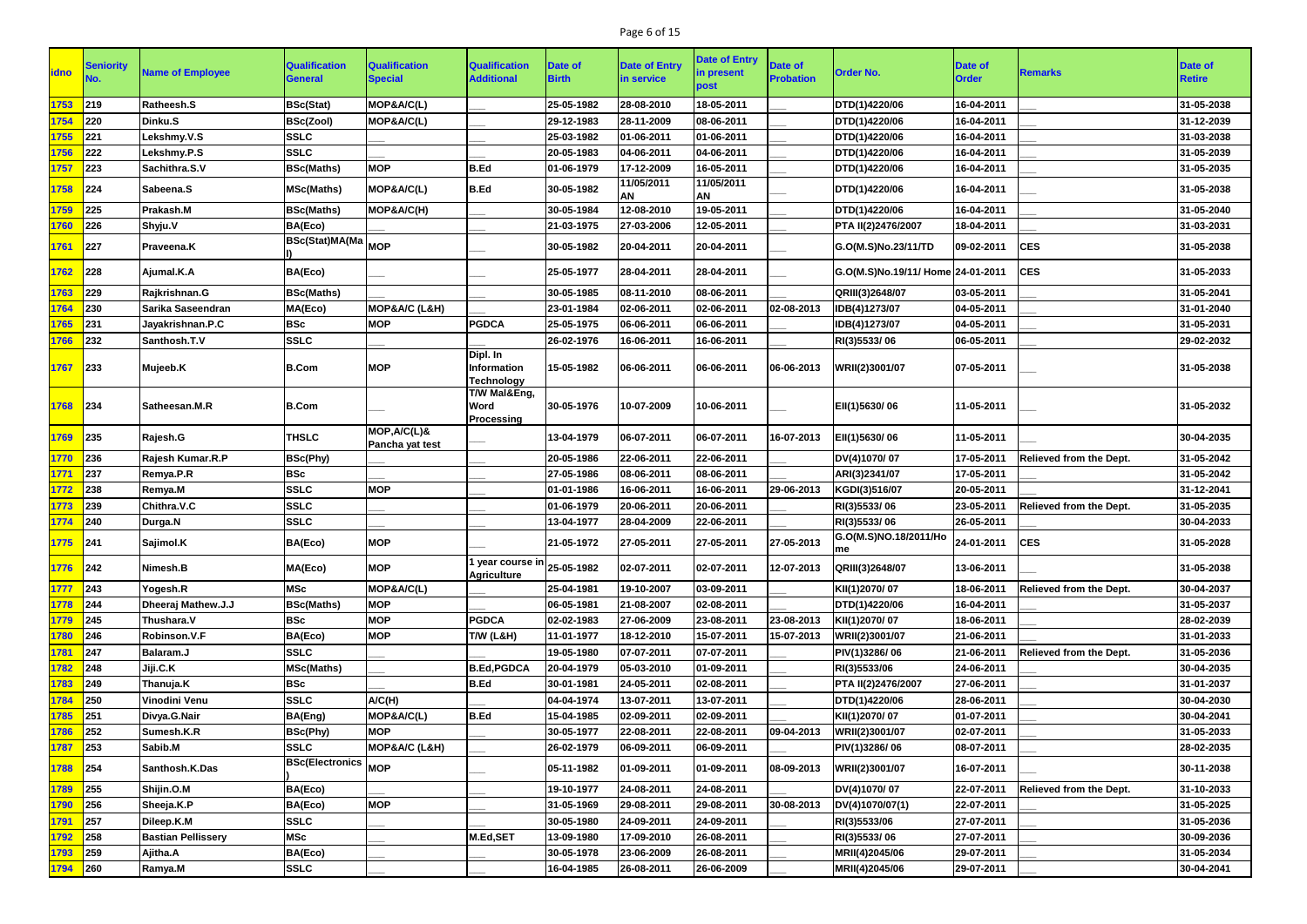| idno | Seniority No. | Name of Employee | Qualification General | Qualification Special | Qualification Additional | Date of Birth | Date of Entry in service | Date of Entry in present post | Date of Probation | Order No. | Date of Order | Remarks | Date of Retire |
|---|---|---|---|---|---|---|---|---|---|---|---|---|---|
| 1753 | 219 | Ratheesh.S | BSc(Stat) | MOP&A/C(L) | ___ | 25-05-1982 | 28-08-2010 | 18-05-2011 | ___ | DTD(1)4220/06 | 16-04-2011 | ___ | 31-05-2038 |
| 1754 | 220 | Dinku.S | BSc(Zool) | MOP&A/C(L) | ___ | 29-12-1983 | 28-11-2009 | 08-06-2011 | ___ | DTD(1)4220/06 | 16-04-2011 | ___ | 31-12-2039 |
| 1755 | 221 | Lekshmy.V.S | SSLC | ___ | ___ | 25-03-1982 | 01-06-2011 | 01-06-2011 | ___ | DTD(1)4220/06 | 16-04-2011 | ___ | 31-03-2038 |
| 1756 | 222 | Lekshmy.P.S | SSLC | ___ | ___ | 20-05-1983 | 04-06-2011 | 04-06-2011 | ___ | DTD(1)4220/06 | 16-04-2011 | ___ | 31-05-2039 |
| 1757 | 223 | Sachithra.S.V | BSc(Maths) | MOP | B.Ed | 01-06-1979 | 17-12-2009 | 16-05-2011 | ___ | DTD(1)4220/06 | 16-04-2011 | ___ | 31-05-2035 |
| 1758 | 224 | Sabeena.S | MSc(Maths) | MOP&A/C(L) | B.Ed | 30-05-1982 | 11/05/2011 AN | 11/05/2011 AN | ___ | DTD(1)4220/06 | 16-04-2011 | ___ | 31-05-2038 |
| 1759 | 225 | Prakash.M | BSc(Maths) | MOP&A/C(H) | ___ | 30-05-1984 | 12-08-2010 | 19-05-2011 | ___ | DTD(1)4220/06 | 16-04-2011 | ___ | 31-05-2040 |
| 1760 | 226 | Shyju.V | BA(Eco) | ___ | ___ | 21-03-1975 | 27-03-2006 | 12-05-2011 | ___ | PTA II(2)2476/2007 | 18-04-2011 | ___ | 31-03-2031 |
| 1761 | 227 | Praveena.K | BSc(Stat)MA(Mal) | MOP | ___ | 30-05-1982 | 20-04-2011 | 20-04-2011 | ___ | G.O(M.S)No.23/11/TD | 09-02-2011 | CES | 31-05-2038 |
| 1762 | 228 | Ajumal.K.A | BA(Eco) | ___ | ___ | 25-05-1977 | 28-04-2011 | 28-04-2011 | ___ | G.O(M.S)No.19/11/ Home | 24-01-2011 | CES | 31-05-2033 |
| 1763 | 229 | Rajkrishnan.G | BSc(Maths) | ___ | ___ | 30-05-1985 | 08-11-2010 | 08-06-2011 | ___ | QRIII(3)2648/07 | 03-05-2011 | ___ | 31-05-2041 |
| 1764 | 230 | Sarika Saseendran | MA(Eco) | MOP&A/C (L&H) | ___ | 23-01-1984 | 02-06-2011 | 02-06-2011 | 02-08-2013 | IDB(4)1273/07 | 04-05-2011 | ___ | 31-01-2040 |
| 1765 | 231 | Jayakrishnan.P.C | BSc | MOP | PGDCA | 25-05-1975 | 06-06-2011 | 06-06-2011 | ___ | IDB(4)1273/07 | 04-05-2011 | ___ | 31-05-2031 |
| 1766 | 232 | Santhosh.T.V | SSLC | ___ | ___ | 26-02-1976 | 16-06-2011 | 16-06-2011 | ___ | RI(3)5533/ 06 | 06-05-2011 | ___ | 29-02-2032 |
| 1767 | 233 | Mujeeb.K | B.Com | MOP | Dipl. In Information Technology | 15-05-1982 | 06-06-2011 | 06-06-2011 | 06-06-2013 | WRII(2)3001/07 | 07-05-2011 | ___ | 31-05-2038 |
| 1768 | 234 | Satheesan.M.R | B.Com | ___ | T/W Mal&Eng, Word Processing | 30-05-1976 | 10-07-2009 | 10-06-2011 | ___ | EII(1)5630/ 06 | 11-05-2011 | ___ | 31-05-2032 |
| 1769 | 235 | Rajesh.G | THSLC | MOP,A/C(L)& Pancha yat test | ___ | 13-04-1979 | 06-07-2011 | 06-07-2011 | 16-07-2013 | EII(1)5630/ 06 | 11-05-2011 | ___ | 30-04-2035 |
| 1770 | 236 | Rajesh Kumar.R.P | BSc(Phy) | ___ | ___ | 20-05-1986 | 22-06-2011 | 22-06-2011 | ___ | DV(4)1070/ 07 | 17-05-2011 | Relieved from the Dept. | 31-05-2042 |
| 1771 | 237 | Remya.P.R | BSc | ___ | ___ | 27-05-1986 | 08-06-2011 | 08-06-2011 | ___ | ARI(3)2341/07 | 17-05-2011 | ___ | 31-05-2042 |
| 1772 | 238 | Remya.M | SSLC | MOP | ___ | 01-01-1986 | 16-06-2011 | 16-06-2011 | 29-06-2013 | KGDI(3)516/07 | 20-05-2011 | ___ | 31-12-2041 |
| 1773 | 239 | Chithra.V.C | SSLC | ___ | ___ | 01-06-1979 | 20-06-2011 | 20-06-2011 | ___ | RI(3)5533/ 06 | 23-05-2011 | Relieved from the Dept. | 31-05-2035 |
| 1774 | 240 | Durga.N | SSLC | ___ | ___ | 13-04-1977 | 28-04-2009 | 22-06-2011 | ___ | RI(3)5533/ 06 | 26-05-2011 | ___ | 30-04-2033 |
| 1775 | 241 | Sajimol.K | BA(Eco) | MOP | ___ | 21-05-1972 | 27-05-2011 | 27-05-2011 | 27-05-2013 | G.O(M.S)NO.18/2011/Home | 24-01-2011 | CES | 31-05-2028 |
| 1776 | 242 | Nimesh.B | MA(Eco) | MOP | 1 year course in Agriculture | 25-05-1982 | 02-07-2011 | 02-07-2011 | 12-07-2013 | QRIII(3)2648/07 | 13-06-2011 | ___ | 31-05-2038 |
| 1777 | 243 | Yogesh.R | MSc | MOP&A/C(L) | ___ | 25-04-1981 | 19-10-2007 | 03-09-2011 | ___ | KII(1)2070/ 07 | 18-06-2011 | Relieved from the Dept. | 30-04-2037 |
| 1778 | 244 | Dheeraj Mathew.J.J | BSc(Maths) | MOP | ___ | 06-05-1981 | 21-08-2007 | 02-08-2011 | ___ | DTD(1)4220/06 | 16-04-2011 | ___ | 31-05-2037 |
| 1779 | 245 | Thushara.V | BSc | MOP | PGDCA | 02-02-1983 | 27-06-2009 | 23-08-2011 | 23-08-2013 | KII(1)2070/ 07 | 18-06-2011 | ___ | 28-02-2039 |
| 1780 | 246 | Robinson.V.F | BA(Eco) | MOP | T/W (L&H) | 11-01-1977 | 18-12-2010 | 15-07-2011 | 15-07-2013 | WRII(2)3001/07 | 21-06-2011 | ___ | 31-01-2033 |
| 1781 | 247 | Balaram.J | SSLC | ___ | ___ | 19-05-1980 | 07-07-2011 | 07-07-2011 | ___ | PIV(1)3286/ 06 | 21-06-2011 | Relieved from the Dept. | 31-05-2036 |
| 1782 | 248 | Jiji.C.K | MSc(Maths) | ___ | B.Ed,PGDCA | 20-04-1979 | 05-03-2010 | 01-09-2011 | ___ | RI(3)5533/06 | 24-06-2011 | ___ | 30-04-2035 |
| 1783 | 249 | Thanuja.K | BSc | ___ | B.Ed | 30-01-1981 | 24-05-2011 | 02-08-2011 | ___ | PTA II(2)2476/2007 | 27-06-2011 | ___ | 31-01-2037 |
| 1784 | 250 | Vinodini Venu | SSLC | A/C(H) | ___ | 04-04-1974 | 13-07-2011 | 13-07-2011 | ___ | DTD(1)4220/06 | 28-06-2011 | ___ | 30-04-2030 |
| 1785 | 251 | Divya.G.Nair | BA(Eng) | MOP&A/C(L) | B.Ed | 15-04-1985 | 02-09-2011 | 02-09-2011 | ___ | KII(1)2070/ 07 | 01-07-2011 | ___ | 30-04-2041 |
| 1786 | 252 | Sumesh.K.R | BSc(Phy) | MOP | ___ | 30-05-1977 | 22-08-2011 | 22-08-2011 | 09-04-2013 | WRII(2)3001/07 | 02-07-2011 | ___ | 31-05-2033 |
| 1787 | 253 | Sabib.M | SSLC | MOP&A/C (L&H) | ___ | 26-02-1979 | 06-09-2011 | 06-09-2011 | ___ | PIV(1)3286/ 06 | 08-07-2011 | ___ | 28-02-2035 |
| 1788 | 254 | Santhosh.K.Das | BSc(Electronics) | MOP | ___ | 05-11-1982 | 01-09-2011 | 01-09-2011 | 08-09-2013 | WRII(2)3001/07 | 16-07-2011 | ___ | 30-11-2038 |
| 1789 | 255 | Shijin.O.M | BA(Eco) | ___ | ___ | 19-10-1977 | 24-08-2011 | 24-08-2011 | ___ | DV(4)1070/ 07 | 22-07-2011 | Relieved from the Dept. | 31-10-2033 |
| 1790 | 256 | Sheeja.K.P | BA(Eco) | MOP | ___ | 31-05-1969 | 29-08-2011 | 29-08-2011 | 30-08-2013 | DV(4)1070/07(1) | 22-07-2011 | ___ | 31-05-2025 |
| 1791 | 257 | Dileep.K.M | SSLC | ___ | ___ | 30-05-1980 | 24-09-2011 | 24-09-2011 | ___ | RI(3)5533/06 | 27-07-2011 | ___ | 31-05-2036 |
| 1792 | 258 | Bastian Pellissery | MSc | ___ | M.Ed,SET | 13-09-1980 | 17-09-2010 | 26-08-2011 | ___ | RI(3)5533/ 06 | 27-07-2011 | ___ | 30-09-2036 |
| 1793 | 259 | Ajitha.A | BA(Eco) | ___ | ___ | 30-05-1978 | 23-06-2009 | 26-08-2011 | ___ | MRII(4)2045/06 | 29-07-2011 | ___ | 31-05-2034 |
| 1794 | 260 | Ramya.M | SSLC | ___ | ___ | 16-04-1985 | 26-08-2011 | 26-06-2009 | ___ | MRII(4)2045/06 | 29-07-2011 | ___ | 30-04-2041 |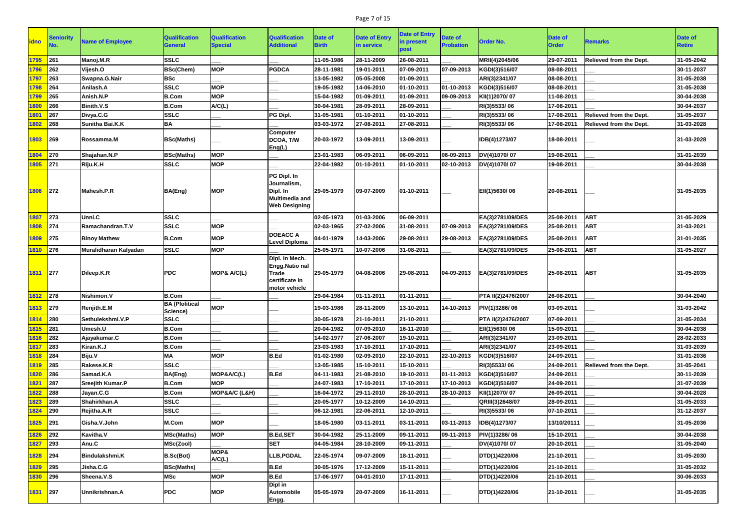| idno | Seniority No. | Name of Employee | Qualification General | Qualification Special | Qualification Additional | Date of Birth | Date of Entry in service | Date of Entry in present post | Date of Probation | Order No. | Date of Order | Remarks | Date of Retire |
|---|---|---|---|---|---|---|---|---|---|---|---|---|---|
| 1795 | 261 | Manoj.M.R | SSLC | ___ | ___ | 11-05-1986 | 28-11-2009 | 26-08-2011 | ___ | MRII(4)2045/06 | 29-07-2011 | Relieved from the Dept. | 31-05-2042 |
| 1796 | 262 | Vijesh.O | BSc(Chem) | MOP | PGDCA | 28-11-1981 | 19-01-2011 | 07-09-2011 | 07-09-2013 | KGDI(3)516/07 | 08-08-2011 | ___ | 30-11-2037 |
| 1797 | 263 | Swapna.G.Nair | BSc | ___ | ___ | 13-05-1982 | 05-05-2008 | 01-09-2011 | ___ | ARI(3)2341/07 | 08-08-2011 | ___ | 31-05-2038 |
| 1798 | 264 | Anilash.A | SSLC | MOP | ___ | 19-05-1982 | 14-06-2010 | 01-10-2011 | 01-10-2013 | KGDI(3)516/07 | 08-08-2011 | ___ | 31-05-2038 |
| 1799 | 265 | Anish.N.P | B.Com | MOP | ___ | 15-04-1982 | 01-09-2011 | 01-09-2011 | 09-09-2013 | KII(1)2070/ 07 | 11-08-2011 | ___ | 30-04-2038 |
| 1800 | 266 | Binith.V.S | B.Com | A/C(L) | ___ | 30-04-1981 | 28-09-2011 | 28-09-2011 | ___ | RI(3)5533/ 06 | 17-08-2011 | ___ | 30-04-2037 |
| 1801 | 267 | Divya.C.G | SSLC | ___ | PG Dipl. | 31-05-1981 | 01-10-2011 | 01-10-2011 | ___ | RI(3)5533/ 06 | 17-08-2011 | Relieved from the Dept. | 31-05-2037 |
| 1802 | 268 | Sunitha Bai.K.K | BA | ___ | ___ | 03-03-1972 | 27-08-2011 | 27-08-2011 | ___ | RI(3)5533/ 06 | 17-08-2011 | Relieved from the Dept. | 31-03-2028 |
| 1803 | 269 | Rossamma.M | BSc(Maths) | ___ | Computer DCOA, T/W Eng(L) | 20-03-1972 | 13-09-2011 | 13-09-2011 | ___ | IDB(4)1273/07 | 18-08-2011 | ___ | 31-03-2028 |
| 1804 | 270 | Shajahan.N.P | BSc(Maths) | MOP | ___ | 23-01-1983 | 06-09-2011 | 06-09-2011 | 06-09-2013 | DV(4)1070/ 07 | 19-08-2011 | ___ | 31-01-2039 |
| 1805 | 271 | Riju.K.H | SSLC | MOP | ___ | 22-04-1982 | 01-10-2011 | 01-10-2011 | 02-10-2013 | DV(4)1070/ 07 | 19-08-2011 | ___ | 30-04-2038 |
| 1806 | 272 | Mahesh.P.R | BA(Eng) | MOP | PG Dipl. In Journalism, Dipl. In Multimedia and Web Designing | 29-05-1979 | 09-07-2009 | 01-10-2011 | ___ | EII(1)5630/ 06 | 20-08-2011 | ___ | 31-05-2035 |
| 1807 | 273 | Unni.C | SSLC | ___ | ___ | 02-05-1973 | 01-03-2006 | 06-09-2011 | ___ | EA(3)2781/09/DES | 25-08-2011 | ABT | 31-05-2029 |
| 1808 | 274 | Ramachandran.T.V | SSLC | MOP | ___ | 02-03-1965 | 27-02-2006 | 31-08-2011 | 07-09-2013 | EA(3)2781/09/DES | 25-08-2011 | ABT | 31-03-2021 |
| 1809 | 275 | Binoy Mathew | B.Com | MOP | DOEACC A Level Diploma | 04-01-1979 | 14-03-2006 | 29-08-2011 | 29-08-2013 | EA(3)2781/09/DES | 25-08-2011 | ABT | 31-01-2035 |
| 1810 | 276 | Muralidharan Kalyadan | SSLC | MOP | ___ | 25-05-1971 | 10-07-2006 | 31-08-2011 | ___ | EA(3)2781/09/DES | 25-08-2011 | ABT | 31-05-2027 |
| 1811 | 277 | Dileep.K.R | PDC | MOP& A/C(L) | Dipl. In Mech. Engg.Natio nal Trade certificate in motor vehicle | 29-05-1979 | 04-08-2006 | 29-08-2011 | 04-09-2013 | EA(3)2781/09/DES | 25-08-2011 | ABT | 31-05-2035 |
| 1812 | 278 | Nishimon.V | B.Com | ___ | ___ | 29-04-1984 | 01-11-2011 | 01-11-2011 | ___ | PTA II(2)2476/2007 | 26-08-2011 | ___ | 30-04-2040 |
| 1813 | 279 | Renjith.E.M | BA (Plolitical Science) | MOP | ___ | 19-03-1986 | 28-11-2009 | 13-10-2011 | 14-10-2013 | PIV(1)3286/ 06 | 03-09-2011 | ___ | 31-03-2042 |
| 1814 | 280 | Sethulekshmi.V.P | SSLC | ___ | ___ | 30-05-1978 | 21-10-2011 | 21-10-2011 | ___ | PTA II(2)2476/2007 | 07-09-2011 | ___ | 31-05-2034 |
| 1815 | 281 | Umesh.U | B.Com | ___ | ___ | 20-04-1982 | 07-09-2010 | 16-11-2010 | ___ | EII(1)5630/ 06 | 15-09-2011 | ___ | 30-04-2038 |
| 1816 | 282 | Ajayakumar.C | B.Com | ___ | ___ | 14-02-1977 | 27-06-2007 | 19-10-2011 | ___ | ARI(3)2341/07 | 23-09-2011 | ___ | 28-02-2033 |
| 1817 | 283 | Kiran.K.J | B.Com | ___ | ___ | 23-03-1983 | 17-10-2011 | 17-10-2011 | ___ | ARI(3)2341/07 | 23-09-2011 | ___ | 31-03-2039 |
| 1818 | 284 | Biju.V | MA | MOP | B.Ed | 01-02-1980 | 02-09-2010 | 22-10-2011 | 22-10-2013 | KGDI(3)516/07 | 24-09-2011 | ___ | 31-01-2036 |
| 1819 | 285 | Rakese.K.R | SSLC | ___ | ___ | 13-05-1985 | 15-10-2011 | 15-10-2011 | ___ | RI(3)5533/ 06 | 24-09-2011 | Relieved from the Dept. | 31-05-2041 |
| 1820 | 286 | Samad.K.A | BA(Eng) | MOP&A/C(L) | B.Ed | 04-11-1983 | 21-08-2010 | 19-10-2011 | 01-11-2013 | KGDI(3)516/07 | 24-09-2011 | ___ | 30-11-2039 |
| 1821 | 287 | Sreejith Kumar.P | B.Com | MOP | ___ | 24-07-1983 | 17-10-2011 | 17-10-2011 | 17-10-2013 | KGDI(3)516/07 | 24-09-2011 | ___ | 31-07-2039 |
| 1822 | 288 | Jayan.C.G | B.Com | MOP&A/C (L&H) | ___ | 16-04-1972 | 29-11-2010 | 28-10-2011 | 28-10-2013 | KII(1)2070/ 07 | 26-09-2011 | ___ | 30-04-2028 |
| 1823 | 289 | Shahirkhan.A | SSLC | ___ | ___ | 20-05-1977 | 10-12-2009 | 14-10-2011 | ___ | QRIII(3)2648/07 | 28-09-2011 | ___ | 31-05-2033 |
| 1824 | 290 | Rejitha.A.R | SSLC | ___ | ___ | 06-12-1981 | 22-06-2011 | 12-10-2011 | ___ | RI(3)5533/ 06 | 07-10-2011 | ___ | 31-12-2037 |
| 1825 | 291 | Gisha.V.John | M.Com | MOP | ___ | 18-05-1980 | 03-11-2011 | 03-11-2011 | 03-11-2013 | IDB(4)1273/07 | 13/10/20111 | ___ | 31-05-2036 |
| 1826 | 292 | Kavitha.V | MSc(Maths) | MOP | B.Ed,SET | 30-04-1982 | 25-11-2009 | 09-11-2011 | 09-11-2013 | PIV(1)3286/ 06 | 15-10-2011 | ___ | 30-04-2038 |
| 1827 | 293 | Anu.C | MSc(Zool) | ___ | SET | 04-05-1984 | 28-10-2009 | 09-11-2011 | ___ | DV(4)1070/ 07 | 20-10-2011 | ___ | 31-05-2040 |
| 1828 | 294 | Bindulakshmi.K | B.Sc(Bot) | MOP& A/C(L) | LLB,PGDAL | 22-05-1974 | 09-07-2009 | 18-11-2011 | ___ | DTD(1)4220/06 | 21-10-2011 | ___ | 31-05-2030 |
| 1829 | 295 | Jisha.C.G | BSc(Maths) | ___ | B.Ed | 30-05-1976 | 17-12-2009 | 15-11-2011 | ___ | DTD(1)4220/06 | 21-10-2011 | ___ | 31-05-2032 |
| 1830 | 296 | Sheena.V.S | MSc | MOP | B.Ed | 17-06-1977 | 04-01-2010 | 17-11-2011 | ___ | DTD(1)4220/06 | 21-10-2011 | ___ | 30-06-2033 |
| 1831 | 297 | Unnikrishnan.A | PDC | MOP | Dipl in Automobile Engg. | 05-05-1979 | 20-07-2009 | 16-11-2011 | ___ | DTD(1)4220/06 | 21-10-2011 | ___ | 31-05-2035 |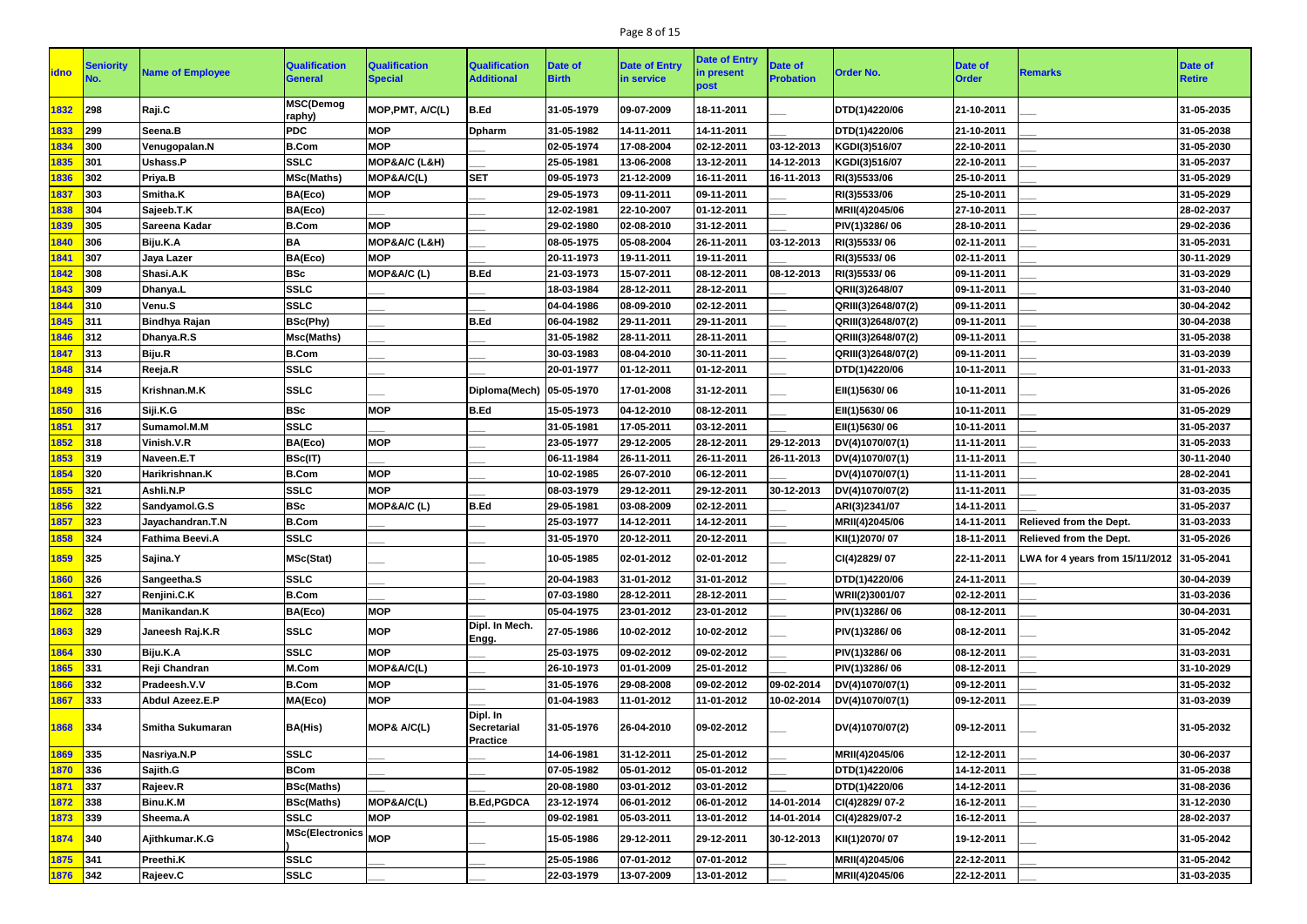| idno | Seniority No. | Name of Employee | Qualification General | Qualification Special | Qualification Additional | Date of Birth | Date of Entry in service | Date of Entry in present post | Date of Probation | Order No. | Date of Order | Remarks | Date of Retire |
|---|---|---|---|---|---|---|---|---|---|---|---|---|---|
| 1832 | 298 | Raji.C | MSC(Demography) | MOP,PMT, A/C(L) | B.Ed | 31-05-1979 | 09-07-2009 | 18-11-2011 | ___ | DTD(1)4220/06 | 21-10-2011 | ___ | 31-05-2035 |
| 1833 | 299 | Seena.B | PDC | MOP | Dpharm | 31-05-1982 | 14-11-2011 | 14-11-2011 | ___ | DTD(1)4220/06 | 21-10-2011 | ___ | 31-05-2038 |
| 1834 | 300 | Venugopalan.N | B.Com | MOP | ___ | 02-05-1974 | 17-08-2004 | 02-12-2011 | 03-12-2013 | KGDI(3)516/07 | 22-10-2011 | ___ | 31-05-2030 |
| 1835 | 301 | Ushass.P | SSLC | MOP&A/C (L&H) | ___ | 25-05-1981 | 13-06-2008 | 13-12-2011 | 14-12-2013 | KGDI(3)516/07 | 22-10-2011 | ___ | 31-05-2037 |
| 1836 | 302 | Priya.B | MSc(Maths) | MOP&A/C(L) | SET | 09-05-1973 | 21-12-2009 | 16-11-2011 | 16-11-2013 | RI(3)5533/06 | 25-10-2011 | ___ | 31-05-2029 |
| 1837 | 303 | Smitha.K | BA(Eco) | MOP | ___ | 29-05-1973 | 09-11-2011 | 09-11-2011 | ___ | RI(3)5533/06 | 25-10-2011 | ___ | 31-05-2029 |
| 1838 | 304 | Sajeeb.T.K | BA(Eco) | ___ | ___ | 12-02-1981 | 22-10-2007 | 01-12-2011 | ___ | MRII(4)2045/06 | 27-10-2011 | ___ | 28-02-2037 |
| 1839 | 305 | Sareena Kadar | B.Com | MOP | ___ | 29-02-1980 | 02-08-2010 | 31-12-2011 | ___ | PIV(1)3286/ 06 | 28-10-2011 | ___ | 29-02-2036 |
| 1840 | 306 | Biju.K.A | BA | MOP&A/C (L&H) | ___ | 08-05-1975 | 05-08-2004 | 26-11-2011 | 03-12-2013 | RI(3)5533/ 06 | 02-11-2011 | ___ | 31-05-2031 |
| 1841 | 307 | Jaya Lazer | BA(Eco) | MOP | ___ | 20-11-1973 | 19-11-2011 | 19-11-2011 | ___ | RI(3)5533/ 06 | 02-11-2011 | ___ | 30-11-2029 |
| 1842 | 308 | Shasi.A.K | BSc | MOP&A/C (L) | B.Ed | 21-03-1973 | 15-07-2011 | 08-12-2011 | 08-12-2013 | RI(3)5533/ 06 | 09-11-2011 | ___ | 31-03-2029 |
| 1843 | 309 | Dhanya.L | SSLC | ___ | ___ | 18-03-1984 | 28-12-2011 | 28-12-2011 | ___ | QRII(3)2648/07 | 09-11-2011 | ___ | 31-03-2040 |
| 1844 | 310 | Venu.S | SSLC | ___ | ___ | 04-04-1986 | 08-09-2010 | 02-12-2011 | ___ | QRIII(3)2648/07(2) | 09-11-2011 | ___ | 30-04-2042 |
| 1845 | 311 | Bindhya Rajan | BSc(Phy) | ___ | B.Ed | 06-04-1982 | 29-11-2011 | 29-11-2011 | ___ | QRIII(3)2648/07(2) | 09-11-2011 | ___ | 30-04-2038 |
| 1846 | 312 | Dhanya.R.S | Msc(Maths) | ___ | ___ | 31-05-1982 | 28-11-2011 | 28-11-2011 | ___ | QRIII(3)2648/07(2) | 09-11-2011 | ___ | 31-05-2038 |
| 1847 | 313 | Biju.R | B.Com | ___ | ___ | 30-03-1983 | 08-04-2010 | 30-11-2011 | ___ | QRIII(3)2648/07(2) | 09-11-2011 | ___ | 31-03-2039 |
| 1848 | 314 | Reeja.R | SSLC | ___ | ___ | 20-01-1977 | 01-12-2011 | 01-12-2011 | ___ | DTD(1)4220/06 | 10-11-2011 | ___ | 31-01-2033 |
| 1849 | 315 | Krishnan.M.K | SSLC | ___ | Diploma(Mech) | 05-05-1970 | 17-01-2008 | 31-12-2011 | ___ | EII(1)5630/ 06 | 10-11-2011 | ___ | 31-05-2026 |
| 1850 | 316 | Siji.K.G | BSc | MOP | B.Ed | 15-05-1973 | 04-12-2010 | 08-12-2011 | ___ | EII(1)5630/ 06 | 10-11-2011 | ___ | 31-05-2029 |
| 1851 | 317 | Sumamol.M.M | SSLC | ___ | ___ | 31-05-1981 | 17-05-2011 | 03-12-2011 | ___ | EII(1)5630/ 06 | 10-11-2011 | ___ | 31-05-2037 |
| 1852 | 318 | Vinish.V.R | BA(Eco) | MOP | ___ | 23-05-1977 | 29-12-2005 | 28-12-2011 | 29-12-2013 | DV(4)1070/07(1) | 11-11-2011 | ___ | 31-05-2033 |
| 1853 | 319 | Naveen.E.T | BSc(IT) | ___ | ___ | 06-11-1984 | 26-11-2011 | 26-11-2011 | 26-11-2013 | DV(4)1070/07(1) | 11-11-2011 | ___ | 30-11-2040 |
| 1854 | 320 | Harikrishnan.K | B.Com | MOP | ___ | 10-02-1985 | 26-07-2010 | 06-12-2011 | ___ | DV(4)1070/07(1) | 11-11-2011 | ___ | 28-02-2041 |
| 1855 | 321 | Ashli.N.P | SSLC | MOP | ___ | 08-03-1979 | 29-12-2011 | 29-12-2011 | 30-12-2013 | DV(4)1070/07(2) | 11-11-2011 | ___ | 31-03-2035 |
| 1856 | 322 | Sandyamol.G.S | BSc | MOP&A/C (L) | B.Ed | 29-05-1981 | 03-08-2009 | 02-12-2011 | ___ | ARI(3)2341/07 | 14-11-2011 | ___ | 31-05-2037 |
| 1857 | 323 | Jayachandran.T.N | B.Com | ___ | ___ | 25-03-1977 | 14-12-2011 | 14-12-2011 | ___ | MRII(4)2045/06 | 14-11-2011 | Relieved from the Dept. | 31-03-2033 |
| 1858 | 324 | Fathima Beevi.A | SSLC | ___ | ___ | 31-05-1970 | 20-12-2011 | 20-12-2011 | ___ | KII(1)2070/ 07 | 18-11-2011 | Relieved from the Dept. | 31-05-2026 |
| 1859 | 325 | Sajina.Y | MSc(Stat) | ___ | ___ | 10-05-1985 | 02-01-2012 | 02-01-2012 | ___ | CI(4)2829/ 07 | 22-11-2011 | LWA for 4 years from 15/11/2012 | 31-05-2041 |
| 1860 | 326 | Sangeetha.S | SSLC | ___ | ___ | 20-04-1983 | 31-01-2012 | 31-01-2012 | ___ | DTD(1)4220/06 | 24-11-2011 | ___ | 30-04-2039 |
| 1861 | 327 | Renjini.C.K | B.Com | ___ | ___ | 07-03-1980 | 28-12-2011 | 28-12-2011 | ___ | WRII(2)3001/07 | 02-12-2011 | ___ | 31-03-2036 |
| 1862 | 328 | Manikandan.K | BA(Eco) | MOP | ___ | 05-04-1975 | 23-01-2012 | 23-01-2012 | ___ | PIV(1)3286/ 06 | 08-12-2011 | ___ | 30-04-2031 |
| 1863 | 329 | Janeesh Raj.K.R | SSLC | MOP | Dipl. In Mech. Engg. | 27-05-1986 | 10-02-2012 | 10-02-2012 | ___ | PIV(1)3286/ 06 | 08-12-2011 | ___ | 31-05-2042 |
| 1864 | 330 | Biju.K.A | SSLC | MOP | ___ | 25-03-1975 | 09-02-2012 | 09-02-2012 | ___ | PIV(1)3286/ 06 | 08-12-2011 | ___ | 31-03-2031 |
| 1865 | 331 | Reji Chandran | M.Com | MOP&A/C(L) | ___ | 26-10-1973 | 01-01-2009 | 25-01-2012 | ___ | PIV(1)3286/ 06 | 08-12-2011 | ___ | 31-10-2029 |
| 1866 | 332 | Pradeesh.V.V | B.Com | MOP | ___ | 31-05-1976 | 29-08-2008 | 09-02-2012 | 09-02-2014 | DV(4)1070/07(1) | 09-12-2011 | ___ | 31-05-2032 |
| 1867 | 333 | Abdul Azeez.E.P | MA(Eco) | MOP | ___ | 01-04-1983 | 11-01-2012 | 11-01-2012 | 10-02-2014 | DV(4)1070/07(1) | 09-12-2011 | ___ | 31-03-2039 |
| 1868 | 334 | Smitha Sukumaran | BA(His) | MOP& A/C(L) | Dipl. In Secretarial Practice | 31-05-1976 | 26-04-2010 | 09-02-2012 | ___ | DV(4)1070/07(2) | 09-12-2011 | ___ | 31-05-2032 |
| 1869 | 335 | Nasriya.N.P | SSLC | ___ | ___ | 14-06-1981 | 31-12-2011 | 25-01-2012 | ___ | MRII(4)2045/06 | 12-12-2011 | ___ | 30-06-2037 |
| 1870 | 336 | Sajith.G | BCom | ___ | ___ | 07-05-1982 | 05-01-2012 | 05-01-2012 | ___ | DTD(1)4220/06 | 14-12-2011 | ___ | 31-05-2038 |
| 1871 | 337 | Rajeev.R | BSc(Maths) | ___ | ___ | 20-08-1980 | 03-01-2012 | 03-01-2012 | ___ | DTD(1)4220/06 | 14-12-2011 | ___ | 31-08-2036 |
| 1872 | 338 | Binu.K.M | BSc(Maths) | MOP&A/C(L) | B.Ed,PGDCA | 23-12-1974 | 06-01-2012 | 06-01-2012 | 14-01-2014 | CI(4)2829/ 07-2 | 16-12-2011 | ___ | 31-12-2030 |
| 1873 | 339 | Sheema.A | SSLC | MOP | ___ | 09-02-1981 | 05-03-2011 | 13-01-2012 | 14-01-2014 | CI(4)2829/07-2 | 16-12-2011 | ___ | 28-02-2037 |
| 1874 | 340 | Ajithkumar.K.G | MSc(Electronics) | MOP | ___ | 15-05-1986 | 29-12-2011 | 29-12-2011 | 30-12-2013 | KII(1)2070/ 07 | 19-12-2011 | ___ | 31-05-2042 |
| 1875 | 341 | Preethi.K | SSLC | ___ | ___ | 25-05-1986 | 07-01-2012 | 07-01-2012 | ___ | MRII(4)2045/06 | 22-12-2011 | ___ | 31-05-2042 |
| 1876 | 342 | Rajeev.C | SSLC | ___ | ___ | 22-03-1979 | 13-07-2009 | 13-01-2012 | ___ | MRII(4)2045/06 | 22-12-2011 | ___ | 31-03-2035 |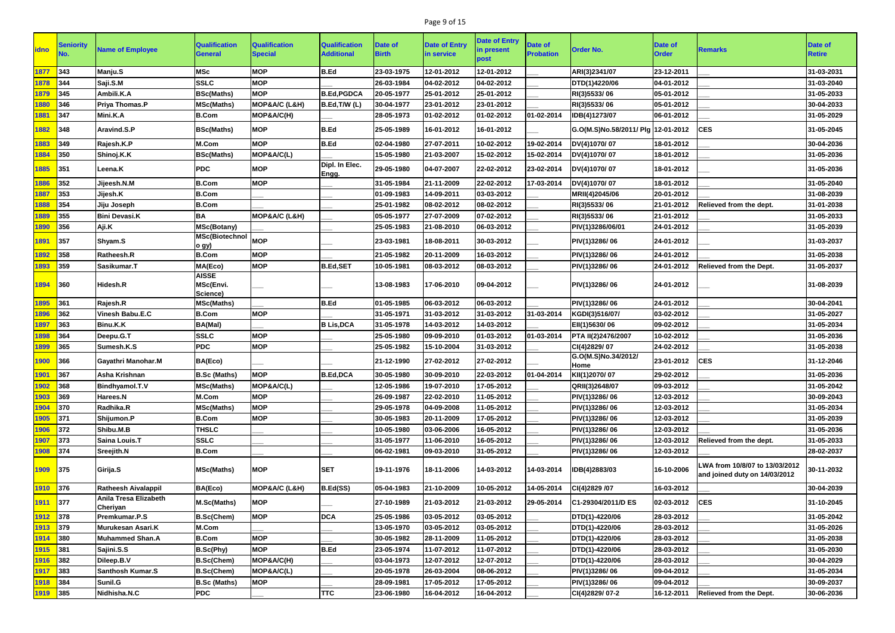| idno | Seniority No. | Name of Employee | Qualification General | Qualification Special | Qualification Additional | Date of Birth | Date of Entry in service | Date of Entry in present post | Date of Probation | Order No. | Date of Order | Remarks | Date of Retire |
|---|---|---|---|---|---|---|---|---|---|---|---|---|---|
| 1877 | 343 | Manju.S | MSc | MOP | B.Ed | 23-03-1975 | 12-01-2012 | 12-01-2012 | ___ | ARI(3)2341/07 | 23-12-2011 | ___ | 31-03-2031 |
| 1878 | 344 | Saji.S.M | SSLC | MOP | ___ | 26-03-1984 | 04-02-2012 | 04-02-2012 | ___ | DTD(1)4220/06 | 04-01-2012 | ___ | 31-03-2040 |
| 1879 | 345 | Ambili.K.A | BSc(Maths) | MOP | B.Ed,PGDCA | 20-05-1977 | 25-01-2012 | 25-01-2012 | ___ | RI(3)5533/ 06 | 05-01-2012 | ___ | 31-05-2033 |
| 1880 | 346 | Priya Thomas.P | MSc(Maths) | MOP&A/C (L&H) | B.Ed,T/W (L) | 30-04-1977 | 23-01-2012 | 23-01-2012 | ___ | RI(3)5533/ 06 | 05-01-2012 | ___ | 30-04-2033 |
| 1881 | 347 | Mini.K.A | B.Com | MOP&A/C(H) | ___ | 28-05-1973 | 01-02-2012 | 01-02-2012 | 01-02-2014 | IDB(4)1273/07 | 06-01-2012 | ___ | 31-05-2029 |
| 1882 | 348 | Aravind.S.P | BSc(Maths) | MOP | B.Ed | 25-05-1989 | 16-01-2012 | 16-01-2012 | ___ | G.O(M.S)No.58/2011/ Plg | 12-01-2012 | CES | 31-05-2045 |
| 1883 | 349 | Rajesh.K.P | M.Com | MOP | B.Ed | 02-04-1980 | 27-07-2011 | 10-02-2012 | 19-02-2014 | DV(4)1070/ 07 | 18-01-2012 | ___ | 30-04-2036 |
| 1884 | 350 | Shinoj.K.K | BSc(Maths) | MOP&A/C(L) | ___ | 15-05-1980 | 21-03-2007 | 15-02-2012 | 15-02-2014 | DV(4)1070/ 07 | 18-01-2012 | ___ | 31-05-2036 |
| 1885 | 351 | Leena.K | PDC | MOP | Dipl. In Elec. Engg. | 29-05-1980 | 04-07-2007 | 22-02-2012 | 23-02-2014 | DV(4)1070/ 07 | 18-01-2012 | ___ | 31-05-2036 |
| 1886 | 352 | Jijeesh.N.M | B.Com | MOP | ___ | 31-05-1984 | 21-11-2009 | 22-02-2012 | 17-03-2014 | DV(4)1070/ 07 | 18-01-2012 | ___ | 31-05-2040 |
| 1887 | 353 | Jijesh.K | B.Com | ___ | ___ | 01-09-1983 | 14-09-2011 | 03-03-2012 | ___ | MRII(4)2045/06 | 20-01-2012 | ___ | 31-08-2039 |
| 1888 | 354 | Jiju Joseph | B.Com | ___ | ___ | 25-01-1982 | 08-02-2012 | 08-02-2012 | ___ | RI(3)5533/ 06 | 21-01-2012 | Relieved from the dept. | 31-01-2038 |
| 1889 | 355 | Bini Devasi.K | BA | MOP&A/C (L&H) | ___ | 05-05-1977 | 27-07-2009 | 07-02-2012 | ___ | RI(3)5533/ 06 | 21-01-2012 | ___ | 31-05-2033 |
| 1890 | 356 | Aji.K | MSc(Botany) | ___ | ___ | 25-05-1983 | 21-08-2010 | 06-03-2012 | ___ | PIV(1)3286/06/01 | 24-01-2012 | ___ | 31-05-2039 |
| 1891 | 357 | Shyam.S | MSc(Biotechnology) | MOP | ___ | 23-03-1981 | 18-08-2011 | 30-03-2012 | ___ | PIV(1)3286/ 06 | 24-01-2012 | ___ | 31-03-2037 |
| 1892 | 358 | Ratheesh.R | B.Com | MOP | ___ | 21-05-1982 | 20-11-2009 | 16-03-2012 | ___ | PIV(1)3286/ 06 | 24-01-2012 | ___ | 31-05-2038 |
| 1893 | 359 | Sasikumar.T | MA(Eco) | MOP | B.Ed,SET | 10-05-1981 | 08-03-2012 | 08-03-2012 | ___ | PIV(1)3286/ 06 | 24-01-2012 | Relieved from the Dept. | 31-05-2037 |
| 1894 | 360 | Hidesh.R | AISSE MSc(Envi. Science) | ___ | ___ | 13-08-1983 | 17-06-2010 | 09-04-2012 | ___ | PIV(1)3286/ 06 | 24-01-2012 | ___ | 31-08-2039 |
| 1895 | 361 | Rajesh.R | MSc(Maths) | ___ | B.Ed | 01-05-1985 | 06-03-2012 | 06-03-2012 | ___ | PIV(1)3286/ 06 | 24-01-2012 | ___ | 30-04-2041 |
| 1896 | 362 | Vinesh Babu.E.C | B.Com | MOP | ___ | 31-05-1971 | 31-03-2012 | 31-03-2012 | 31-03-2014 | KGDI(3)516/07/ | 03-02-2012 | ___ | 31-05-2027 |
| 1897 | 363 | Binu.K.K | BA(Mal) | ___ | B Lis,DCA | 31-05-1978 | 14-03-2012 | 14-03-2012 | ___ | EII(1)5630/ 06 | 09-02-2012 | ___ | 31-05-2034 |
| 1898 | 364 | Deepu.G.T | SSLC | MOP | ___ | 25-05-1980 | 09-09-2010 | 01-03-2012 | 01-03-2014 | PTA II(2)2476/2007 | 10-02-2012 | ___ | 31-05-2036 |
| 1899 | 365 | Sumesh.K.S | PDC | MOP | ___ | 25-05-1982 | 15-10-2004 | 31-03-2012 | ___ | CI(4)2829/ 07 | 24-02-2012 | ___ | 31-05-2038 |
| 1900 | 366 | Gayathri Manohar.M | BA(Eco) | ___ | ___ | 21-12-1990 | 27-02-2012 | 27-02-2012 | ___ | G.O(M.S)No.34/2012/ Home | 23-01-2012 | CES | 31-12-2046 |
| 1901 | 367 | Asha Krishnan | B.Sc (Maths) | MOP | B.Ed,DCA | 30-05-1980 | 30-09-2010 | 22-03-2012 | 01-04-2014 | KII(1)2070/ 07 | 29-02-2012 | ___ | 31-05-2036 |
| 1902 | 368 | Bindhyamol.T.V | MSc(Maths) | MOP&A/C(L) | ___ | 12-05-1986 | 19-07-2010 | 17-05-2012 | ___ | QRII(3)2648/07 | 09-03-2012 | ___ | 31-05-2042 |
| 1903 | 369 | Harees.N | M.Com | MOP | ___ | 26-09-1987 | 22-02-2010 | 11-05-2012 | ___ | PIV(1)3286/ 06 | 12-03-2012 | ___ | 30-09-2043 |
| 1904 | 370 | Radhika.R | MSc(Maths) | MOP | ___ | 29-05-1978 | 04-09-2008 | 11-05-2012 | ___ | PIV(1)3286/ 06 | 12-03-2012 | ___ | 31-05-2034 |
| 1905 | 371 | Shijumon.P | B.Com | MOP | ___ | 30-05-1983 | 20-11-2009 | 17-05-2012 | ___ | PIV(1)3286/ 06 | 12-03-2012 | ___ | 31-05-2039 |
| 1906 | 372 | Shibu.M.B | THSLC | ___ | ___ | 10-05-1980 | 03-06-2006 | 16-05-2012 | ___ | PIV(1)3286/ 06 | 12-03-2012 | ___ | 31-05-2036 |
| 1907 | 373 | Saina Louis.T | SSLC | ___ | ___ | 31-05-1977 | 11-06-2010 | 16-05-2012 | ___ | PIV(1)3286/ 06 | 12-03-2012 | Relieved from the dept. | 31-05-2033 |
| 1908 | 374 | Sreejith.N | B.Com | ___ | ___ | 06-02-1981 | 09-03-2010 | 31-05-2012 | ___ | PIV(1)3286/ 06 | 12-03-2012 | ___ | 28-02-2037 |
| 1909 | 375 | Girija.S | MSc(Maths) | MOP | SET | 19-11-1976 | 18-11-2006 | 14-03-2012 | 14-03-2014 | IDB(4)2883/03 | 16-10-2006 | LWA from 10/8/07 to 13/03/2012 and joined duty on 14/03/2012 | 30-11-2032 |
| 1910 | 376 | Ratheesh Aivalappil | BA(Eco) | MOP&A/C (L&H) | B.Ed(SS) | 05-04-1983 | 21-10-2009 | 10-05-2012 | 14-05-2014 | CI(4)2829 /07 | 16-03-2012 | ___ | 30-04-2039 |
| 1911 | 377 | Anila Tresa Elizabeth Cheriyan | M.Sc(Maths) | MOP | ___ | 27-10-1989 | 21-03-2012 | 21-03-2012 | 29-05-2014 | C1-29304/2011/D ES | 02-03-2012 | CES | 31-10-2045 |
| 1912 | 378 | Premkumar.P.S | B.Sc(Chem) | MOP | DCA | 25-05-1986 | 03-05-2012 | 03-05-2012 | ___ | DTD(1)-4220/06 | 28-03-2012 | ___ | 31-05-2042 |
| 1913 | 379 | Murukesan Asari.K | M.Com | ___ | ___ | 13-05-1970 | 03-05-2012 | 03-05-2012 | ___ | DTD(1)-4220/06 | 28-03-2012 | ___ | 31-05-2026 |
| 1914 | 380 | Muhammed Shan.A | B.Com | MOP | ___ | 30-05-1982 | 28-11-2009 | 11-05-2012 | ___ | DTD(1)-4220/06 | 28-03-2012 | ___ | 31-05-2038 |
| 1915 | 381 | Sajini.S.S | B.Sc(Phy) | MOP | B.Ed | 23-05-1974 | 11-07-2012 | 11-07-2012 | ___ | DTD(1)-4220/06 | 28-03-2012 | ___ | 31-05-2030 |
| 1916 | 382 | Dileep.B.V | B.Sc(Chem) | MOP&A/C(H) | ___ | 03-04-1973 | 12-07-2012 | 12-07-2012 | ___ | DTD(1)-4220/06 | 28-03-2012 | ___ | 30-04-2029 |
| 1917 | 383 | Santhosh Kumar.S | B.Sc(Chem) | MOP&A/C(L) | ___ | 20-05-1978 | 26-03-2004 | 08-06-2012 | ___ | PIV(1)3286/ 06 | 09-04-2012 | ___ | 31-05-2034 |
| 1918 | 384 | Sunil.G | B.Sc (Maths) | MOP | ___ | 28-09-1981 | 17-05-2012 | 17-05-2012 | ___ | PIV(1)3286/ 06 | 09-04-2012 | ___ | 30-09-2037 |
| 1919 | 385 | Nidhisha.N.C | PDC | ___ | TTC | 23-06-1980 | 16-04-2012 | 16-04-2012 | ___ | CI(4)2829/ 07-2 | 16-12-2011 | Relieved from the Dept. | 30-06-2036 |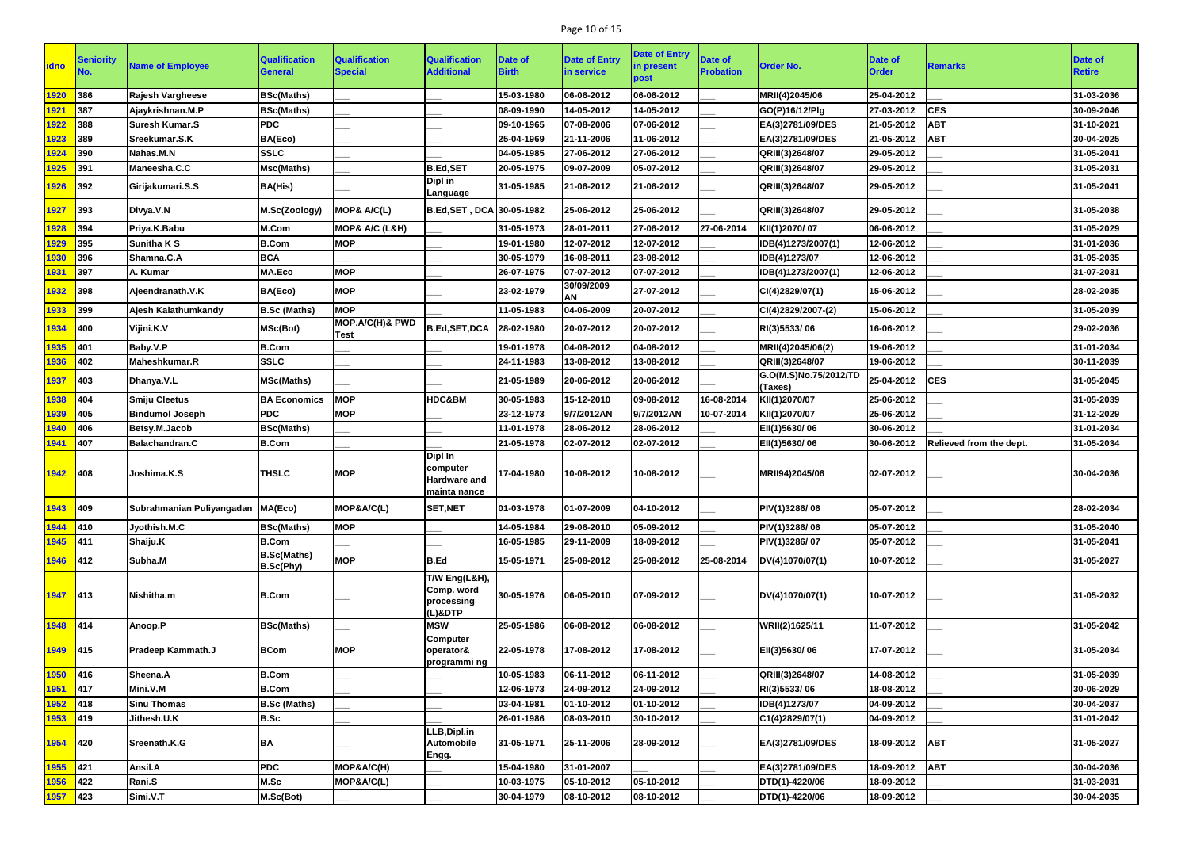| idno | Seniority No. | Name of Employee | Qualification General | Qualification Special | Qualification Additional | Date of Birth | Date of Entry in service | Date of Entry in present post | Date of Probation | Order No. | Date of Order | Remarks | Date of Retire |
|---|---|---|---|---|---|---|---|---|---|---|---|---|---|
| 1920 | 386 | Rajesh Vargheese | BSc(Maths) | ___ | ___ | 15-03-1980 | 06-06-2012 | 06-06-2012 | ___ | MRII(4)2045/06 | 25-04-2012 | | 31-03-2036 |
| 1921 | 387 | Ajaykrishnan.M.P | BSc(Maths) | ___ | ___ | 08-09-1990 | 14-05-2012 | 14-05-2012 | ___ | GO(P)16/12/Plg | 27-03-2012 | CES | 30-09-2046 |
| 1922 | 388 | Suresh Kumar.S | PDC | ___ | ___ | 09-10-1965 | 07-08-2006 | 07-06-2012 | ___ | EA(3)2781/09/DES | 21-05-2012 | ABT | 31-10-2021 |
| 1923 | 389 | Sreekumar.S.K | BA(Eco) | ___ | ___ | 25-04-1969 | 21-11-2006 | 11-06-2012 | ___ | EA(3)2781/09/DES | 21-05-2012 | ABT | 30-04-2025 |
| 1924 | 390 | Nahas.M.N | SSLC | ___ | ___ | 04-05-1985 | 27-06-2012 | 27-06-2012 | ___ | QRIII(3)2648/07 | 29-05-2012 | ___ | 31-05-2041 |
| 1925 | 391 | Maneesha.C.C | Msc(Maths) | ___ | B.Ed,SET | 20-05-1975 | 09-07-2009 | 05-07-2012 | ___ | QRIII(3)2648/07 | 29-05-2012 | ___ | 31-05-2031 |
| 1926 | 392 | Girijakumari.S.S | BA(His) | ___ | Dipl in Language | 31-05-1985 | 21-06-2012 | 21-06-2012 | ___ | QRIII(3)2648/07 | 29-05-2012 | ___ | 31-05-2041 |
| 1927 | 393 | Divya.V.N | M.Sc(Zoology) | MOP& A/C(L) | B.Ed,SET , DCA | 30-05-1982 | 25-06-2012 | 25-06-2012 | ___ | QRIII(3)2648/07 | 29-05-2012 | ___ | 31-05-2038 |
| 1928 | 394 | Priya.K.Babu | M.Com | MOP& A/C (L&H) | ___ | 31-05-1973 | 28-01-2011 | 27-06-2012 | 27-06-2014 | KII(1)2070/ 07 | 06-06-2012 | ___ | 31-05-2029 |
| 1929 | 395 | Sunitha K S | B.Com | MOP | ___ | 19-01-1980 | 12-07-2012 | 12-07-2012 | ___ | IDB(4)1273/2007(1) | 12-06-2012 | ___ | 31-01-2036 |
| 1930 | 396 | Shamna.C.A | BCA | ___ | ___ | 30-05-1979 | 16-08-2011 | 23-08-2012 | ___ | IDB(4)1273/07 | 12-06-2012 | ___ | 31-05-2035 |
| 1931 | 397 | A. Kumar | MA.Eco | MOP | ___ | 26-07-1975 | 07-07-2012 | 07-07-2012 | ___ | IDB(4)1273/2007(1) | 12-06-2012 | ___ | 31-07-2031 |
| 1932 | 398 | Ajeendranath.V.K | BA(Eco) | MOP | ___ | 23-02-1979 | 30/09/2009 AN | 27-07-2012 | ___ | CI(4)2829/07(1) | 15-06-2012 | ___ | 28-02-2035 |
| 1933 | 399 | Ajesh Kalathumkandy | B.Sc (Maths) | MOP | ___ | 11-05-1983 | 04-06-2009 | 20-07-2012 | ___ | CI(4)2829/2007-(2) | 15-06-2012 | ___ | 31-05-2039 |
| 1934 | 400 | Vijini.K.V | MSc(Bot) | MOP,A/C(H)& PWD Test | B.Ed,SET,DCA | 28-02-1980 | 20-07-2012 | 20-07-2012 | ___ | RI(3)5533/ 06 | 16-06-2012 | ___ | 29-02-2036 |
| 1935 | 401 | Baby.V.P | B.Com | ___ | ___ | 19-01-1978 | 04-08-2012 | 04-08-2012 | ___ | MRII(4)2045/06(2) | 19-06-2012 | ___ | 31-01-2034 |
| 1936 | 402 | Maheshkumar.R | SSLC | ___ | ___ | 24-11-1983 | 13-08-2012 | 13-08-2012 | ___ | QRIII(3)2648/07 | 19-06-2012 | ___ | 30-11-2039 |
| 1937 | 403 | Dhanya.V.L | MSc(Maths) | ___ | ___ | 21-05-1989 | 20-06-2012 | 20-06-2012 | ___ | G.O(M.S)No.75/2012/TD (Taxes) | 25-04-2012 | CES | 31-05-2045 |
| 1938 | 404 | Smiju Cleetus | BA Economics | MOP | HDC&BM | 30-05-1983 | 15-12-2010 | 09-08-2012 | 16-08-2014 | KII(1)2070/07 | 25-06-2012 | ___ | 31-05-2039 |
| 1939 | 405 | Bindumol Joseph | PDC | MOP | ___ | 23-12-1973 | 9/7/2012AN | 9/7/2012AN | 10-07-2014 | KII(1)2070/07 | 25-06-2012 | ___ | 31-12-2029 |
| 1940 | 406 | Betsy.M.Jacob | BSc(Maths) | ___ | ___ | 11-01-1978 | 28-06-2012 | 28-06-2012 | ___ | EII(1)5630/ 06 | 30-06-2012 | ___ | 31-01-2034 |
| 1941 | 407 | Balachandran.C | B.Com | ___ | ___ | 21-05-1978 | 02-07-2012 | 02-07-2012 | ___ | EII(1)5630/ 06 | 30-06-2012 | Relieved from the dept. | 31-05-2034 |
| 1942 | 408 | Joshima.K.S | THSLC | MOP | Dipl In computer Hardware and mainta nance | 17-04-1980 | 10-08-2012 | 10-08-2012 | ___ | MRII94)2045/06 | 02-07-2012 | ___ | 30-04-2036 |
| 1943 | 409 | Subrahmanian Puliyangadan | MA(Eco) | MOP&A/C(L) | SET,NET | 01-03-1978 | 01-07-2009 | 04-10-2012 | ___ | PIV(1)3286/ 06 | 05-07-2012 | ___ | 28-02-2034 |
| 1944 | 410 | Jyothish.M.C | BSc(Maths) | MOP | ___ | 14-05-1984 | 29-06-2010 | 05-09-2012 | ___ | PIV(1)3286/ 06 | 05-07-2012 | ___ | 31-05-2040 |
| 1945 | 411 | Shaiju.K | B.Com | ___ | ___ | 16-05-1985 | 29-11-2009 | 18-09-2012 | ___ | PIV(1)3286/ 07 | 05-07-2012 | ___ | 31-05-2041 |
| 1946 | 412 | Subha.M | B.Sc(Maths) B.Sc(Phy) | MOP | B.Ed | 15-05-1971 | 25-08-2012 | 25-08-2012 | 25-08-2014 | DV(4)1070/07(1) | 10-07-2012 | ___ | 31-05-2027 |
| 1947 | 413 | Nishitha.m | B.Com | ___ | T/W Eng(L&H), Comp. word processing (L)&DTP | 30-05-1976 | 06-05-2010 | 07-09-2012 | ___ | DV(4)1070/07(1) | 10-07-2012 | ___ | 31-05-2032 |
| 1948 | 414 | Anoop.P | BSc(Maths) | ___ | MSW | 25-05-1986 | 06-08-2012 | 06-08-2012 | ___ | WRII(2)1625/11 | 11-07-2012 | ___ | 31-05-2042 |
| 1949 | 415 | Pradeep Kammath.J | BCom | MOP | Computer operator& programmi ng | 22-05-1978 | 17-08-2012 | 17-08-2012 | ___ | EII(3)5630/ 06 | 17-07-2012 | ___ | 31-05-2034 |
| 1950 | 416 | Sheena.A | B.Com | ___ | ___ | 10-05-1983 | 06-11-2012 | 06-11-2012 | ___ | QRIII(3)2648/07 | 14-08-2012 | ___ | 31-05-2039 |
| 1951 | 417 | Mini.V.M | B.Com | ___ | ___ | 12-06-1973 | 24-09-2012 | 24-09-2012 | ___ | RI(3)5533/ 06 | 18-08-2012 | ___ | 30-06-2029 |
| 1952 | 418 | Sinu Thomas | B.Sc (Maths) | ___ | ___ | 03-04-1981 | 01-10-2012 | 01-10-2012 | ___ | IDB(4)1273/07 | 04-09-2012 | ___ | 30-04-2037 |
| 1953 | 419 | Jithesh.U.K | B.Sc | ___ | ___ | 26-01-1986 | 08-03-2010 | 30-10-2012 | ___ | C1(4)2829/07(1) | 04-09-2012 | ___ | 31-01-2042 |
| 1954 | 420 | Sreenath.K.G | BA | ___ | LLB,Dipl.in Automobile Engg. | 31-05-1971 | 25-11-2006 | 28-09-2012 | ___ | EA(3)2781/09/DES | 18-09-2012 | ABT | 31-05-2027 |
| 1955 | 421 | Ansil.A | PDC | MOP&A/C(H) | ___ | 15-04-1980 | 31-01-2007 | ___ | ___ | EA(3)2781/09/DES | 18-09-2012 | ABT | 30-04-2036 |
| 1956 | 422 | Rani.S | M.Sc | MOP&A/C(L) | ___ | 10-03-1975 | 05-10-2012 | 05-10-2012 | ___ | DTD(1)-4220/06 | 18-09-2012 | ___ | 31-03-2031 |
| 1957 | 423 | Simi.V.T | M.Sc(Bot) | ___ | ___ | 30-04-1979 | 08-10-2012 | 08-10-2012 | ___ | DTD(1)-4220/06 | 18-09-2012 | ___ | 30-04-2035 |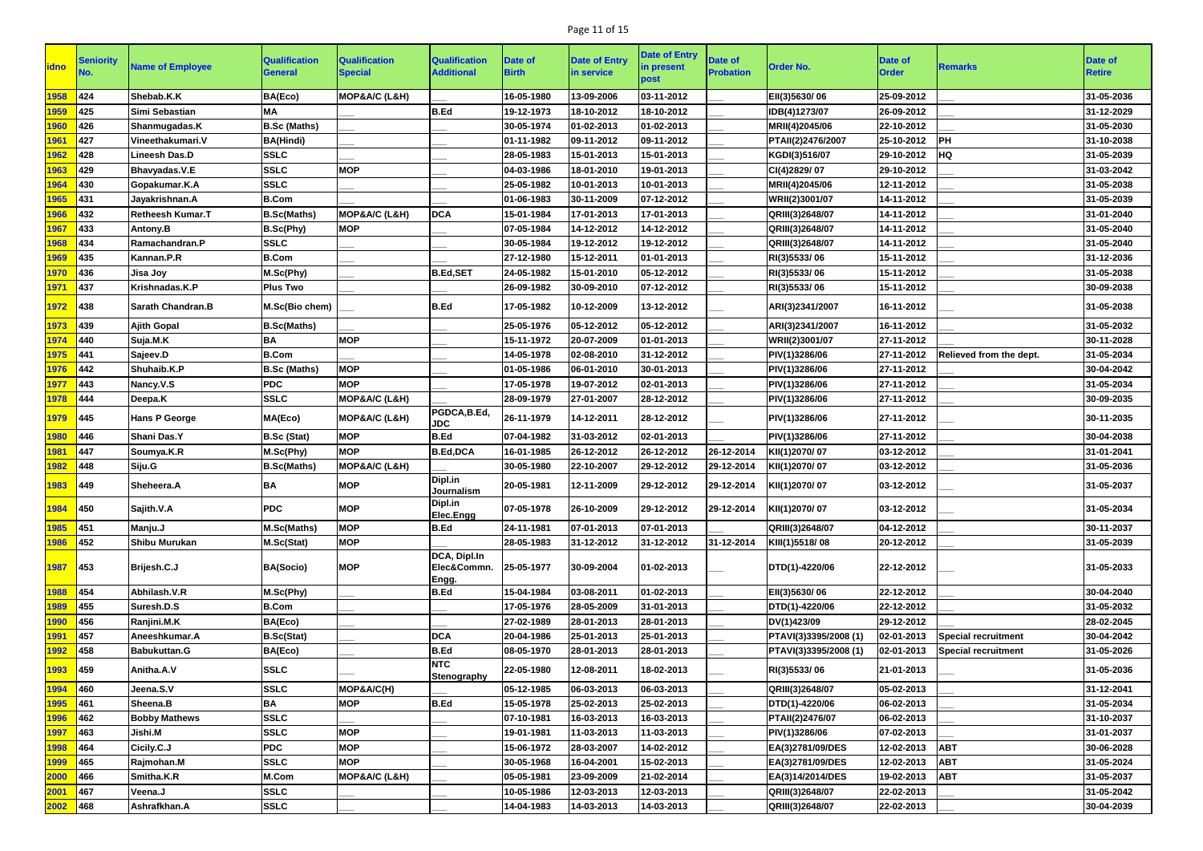| idno | Seniority No. | Name of Employee | Qualification General | Qualification Special | Qualification Additional | Date of Birth | Date of Entry in service | Date of Entry in present post | Date of Probation | Order No. | Date of Order | Remarks | Date of Retire |
|---|---|---|---|---|---|---|---|---|---|---|---|---|---|
| 1958 | 424 | Shebab.K.K | BA(Eco) | MOP&A/C (L&H) | ___ | 16-05-1980 | 13-09-2006 | 03-11-2012 | ___ | EII(3)5630/ 06 | 25-09-2012 | ___ | 31-05-2036 |
| 1959 | 425 | Simi Sebastian | MA | ___ | B.Ed | 19-12-1973 | 18-10-2012 | 18-10-2012 | ___ | IDB(4)1273/07 | 26-09-2012 | ___ | 31-12-2029 |
| 1960 | 426 | Shanmugadas.K | B.Sc (Maths) | ___ | ___ | 30-05-1974 | 01-02-2013 | 01-02-2013 | ___ | MRII(4)2045/06 | 22-10-2012 | ___ | 31-05-2030 |
| 1961 | 427 | Vineethakumari.V | BA(Hindi) | ___ | ___ | 01-11-1982 | 09-11-2012 | 09-11-2012 | ___ | PTAII(2)2476/2007 | 25-10-2012 | PH | 31-10-2038 |
| 1962 | 428 | Lineesh Das.D | SSLC | ___ | ___ | 28-05-1983 | 15-01-2013 | 15-01-2013 | ___ | KGDI(3)516/07 | 29-10-2012 | HQ | 31-05-2039 |
| 1963 | 429 | Bhavyadas.V.E | SSLC | MOP | ___ | 04-03-1986 | 18-01-2010 | 19-01-2013 | ___ | CI(4)2829/ 07 | 29-10-2012 | ___ | 31-03-2042 |
| 1964 | 430 | Gopakumar.K.A | SSLC | ___ | ___ | 25-05-1982 | 10-01-2013 | 10-01-2013 | ___ | MRII(4)2045/06 | 12-11-2012 | ___ | 31-05-2038 |
| 1965 | 431 | Jayakrishnan.A | B.Com | ___ | ___ | 01-06-1983 | 30-11-2009 | 07-12-2012 | ___ | WRII(2)3001/07 | 14-11-2012 | ___ | 31-05-2039 |
| 1966 | 432 | Retheesh Kumar.T | B.Sc(Maths) | MOP&A/C (L&H) | DCA | 15-01-1984 | 17-01-2013 | 17-01-2013 | ___ | QRIII(3)2648/07 | 14-11-2012 | ___ | 31-01-2040 |
| 1967 | 433 | Antony.B | B.Sc(Phy) | MOP | ___ | 07-05-1984 | 14-12-2012 | 14-12-2012 | ___ | QRIII(3)2648/07 | 14-11-2012 | ___ | 31-05-2040 |
| 1968 | 434 | Ramachandran.P | SSLC | ___ | ___ | 30-05-1984 | 19-12-2012 | 19-12-2012 | ___ | QRIII(3)2648/07 | 14-11-2012 | ___ | 31-05-2040 |
| 1969 | 435 | Kannan.P.R | B.Com | ___ | ___ | 27-12-1980 | 15-12-2011 | 01-01-2013 | ___ | RI(3)5533/ 06 | 15-11-2012 | ___ | 31-12-2036 |
| 1970 | 436 | Jisa Joy | M.Sc(Phy) | ___ | B.Ed,SET | 24-05-1982 | 15-01-2010 | 05-12-2012 | ___ | RI(3)5533/ 06 | 15-11-2012 | ___ | 31-05-2038 |
| 1971 | 437 | Krishnadas.K.P | Plus Two | ___ | ___ | 26-09-1982 | 30-09-2010 | 07-12-2012 | ___ | RI(3)5533/ 06 | 15-11-2012 | ___ | 30-09-2038 |
| 1972 | 438 | Sarath Chandran.B | M.Sc(Bio chem) | ___ | B.Ed | 17-05-1982 | 10-12-2009 | 13-12-2012 | ___ | ARI(3)2341/2007 | 16-11-2012 | ___ | 31-05-2038 |
| 1973 | 439 | Ajith Gopal | B.Sc(Maths) | ___ | ___ | 25-05-1976 | 05-12-2012 | 05-12-2012 | ___ | ARI(3)2341/2007 | 16-11-2012 | ___ | 31-05-2032 |
| 1974 | 440 | Suja.M.K | BA | MOP | ___ | 15-11-1972 | 20-07-2009 | 01-01-2013 | ___ | WRII(2)3001/07 | 27-11-2012 | ___ | 30-11-2028 |
| 1975 | 441 | Sajeev.D | B.Com | ___ | ___ | 14-05-1978 | 02-08-2010 | 31-12-2012 | ___ | PIV(1)3286/06 | 27-11-2012 | Relieved from the dept. | 31-05-2034 |
| 1976 | 442 | Shuhaib.K.P | B.Sc (Maths) | MOP | ___ | 01-05-1986 | 06-01-2010 | 30-01-2013 | ___ | PIV(1)3286/06 | 27-11-2012 | ___ | 30-04-2042 |
| 1977 | 443 | Nancy.V.S | PDC | MOP | ___ | 17-05-1978 | 19-07-2012 | 02-01-2013 | ___ | PIV(1)3286/06 | 27-11-2012 | ___ | 31-05-2034 |
| 1978 | 444 | Deepa.K | SSLC | MOP&A/C (L&H) | ___ | 28-09-1979 | 27-01-2007 | 28-12-2012 | ___ | PIV(1)3286/06 | 27-11-2012 | ___ | 30-09-2035 |
| 1979 | 445 | Hans P George | MA(Eco) | MOP&A/C (L&H) | PGDCA,B.Ed, JDC | 26-11-1979 | 14-12-2011 | 28-12-2012 | ___ | PIV(1)3286/06 | 27-11-2012 | ___ | 30-11-2035 |
| 1980 | 446 | Shani Das.Y | B.Sc (Stat) | MOP | B.Ed | 07-04-1982 | 31-03-2012 | 02-01-2013 | ___ | PIV(1)3286/06 | 27-11-2012 | ___ | 30-04-2038 |
| 1981 | 447 | Soumya.K.R | M.Sc(Phy) | MOP | B.Ed,DCA | 16-01-1985 | 26-12-2012 | 26-12-2012 | 26-12-2014 | KII(1)2070/ 07 | 03-12-2012 | ___ | 31-01-2041 |
| 1982 | 448 | Siju.G | B.Sc(Maths) | MOP&A/C (L&H) | ___ | 30-05-1980 | 22-10-2007 | 29-12-2012 | 29-12-2014 | KII(1)2070/ 07 | 03-12-2012 | ___ | 31-05-2036 |
| 1983 | 449 | Sheheera.A | BA | MOP | Dipl.in Journalism | 20-05-1981 | 12-11-2009 | 29-12-2012 | 29-12-2014 | KII(1)2070/ 07 | 03-12-2012 | ___ | 31-05-2037 |
| 1984 | 450 | Sajith.V.A | PDC | MOP | Dipl.in Elec.Engg | 07-05-1978 | 26-10-2009 | 29-12-2012 | 29-12-2014 | KII(1)2070/ 07 | 03-12-2012 | ___ | 31-05-2034 |
| 1985 | 451 | Manju.J | M.Sc(Maths) | MOP | B.Ed | 24-11-1981 | 07-01-2013 | 07-01-2013 | ___ | QRIII(3)2648/07 | 04-12-2012 | ___ | 30-11-2037 |
| 1986 | 452 | Shibu Murukan | M.Sc(Stat) | MOP | ___ | 28-05-1983 | 31-12-2012 | 31-12-2012 | 31-12-2014 | KIII(1)5518/ 08 | 20-12-2012 | ___ | 31-05-2039 |
| 1987 | 453 | Brijesh.C.J | BA(Socio) | MOP | DCA, Dipl.In Elec&Commn. Engg. | 25-05-1977 | 30-09-2004 | 01-02-2013 | ___ | DTD(1)-4220/06 | 22-12-2012 | ___ | 31-05-2033 |
| 1988 | 454 | Abhilash.V.R | M.Sc(Phy) | ___ | B.Ed | 15-04-1984 | 03-08-2011 | 01-02-2013 | ___ | EII(3)5630/ 06 | 22-12-2012 | ___ | 30-04-2040 |
| 1989 | 455 | Suresh.D.S | B.Com | ___ | ___ | 17-05-1976 | 28-05-2009 | 31-01-2013 | ___ | DTD(1)-4220/06 | 22-12-2012 | ___ | 31-05-2032 |
| 1990 | 456 | Ranjini.M.K | BA(Eco) | ___ | ___ | 27-02-1989 | 28-01-2013 | 28-01-2013 | ___ | DV(1)423/09 | 29-12-2012 | ___ | 28-02-2045 |
| 1991 | 457 | Aneeshkumar.A | B.Sc(Stat) | ___ | DCA | 20-04-1986 | 25-01-2013 | 25-01-2013 | ___ | PTAVI(3)3395/2008 (1) | 02-01-2013 | Special recruitment | 30-04-2042 |
| 1992 | 458 | Babukuttan.G | BA(Eco) | ___ | B.Ed | 08-05-1970 | 28-01-2013 | 28-01-2013 | ___ | PTAVI(3)3395/2008 (1) | 02-01-2013 | Special recruitment | 31-05-2026 |
| 1993 | 459 | Anitha.A.V | SSLC | ___ | NTC Stenography | 22-05-1980 | 12-08-2011 | 18-02-2013 | ___ | RI(3)5533/ 06 | 21-01-2013 | ___ | 31-05-2036 |
| 1994 | 460 | Jeena.S.V | SSLC | MOP&A/C(H) | ___ | 05-12-1985 | 06-03-2013 | 06-03-2013 | ___ | QRIII(3)2648/07 | 05-02-2013 | ___ | 31-12-2041 |
| 1995 | 461 | Sheena.B | BA | MOP | B.Ed | 15-05-1978 | 25-02-2013 | 25-02-2013 | ___ | DTD(1)-4220/06 | 06-02-2013 | ___ | 31-05-2034 |
| 1996 | 462 | Bobby Mathews | SSLC | ___ | ___ | 07-10-1981 | 16-03-2013 | 16-03-2013 | ___ | PTAII(2)2476/07 | 06-02-2013 | ___ | 31-10-2037 |
| 1997 | 463 | Jishi.M | SSLC | MOP | ___ | 19-01-1981 | 11-03-2013 | 11-03-2013 | ___ | PIV(1)3286/06 | 07-02-2013 | ___ | 31-01-2037 |
| 1998 | 464 | Cicily.C.J | PDC | MOP | ___ | 15-06-1972 | 28-03-2007 | 14-02-2012 | ___ | EA(3)2781/09/DES | 12-02-2013 | ABT | 30-06-2028 |
| 1999 | 465 | Rajmohan.M | SSLC | MOP | ___ | 30-05-1968 | 16-04-2001 | 15-02-2013 | ___ | EA(3)2781/09/DES | 12-02-2013 | ABT | 31-05-2024 |
| 2000 | 466 | Smitha.K.R | M.Com | MOP&A/C (L&H) | ___ | 05-05-1981 | 23-09-2009 | 21-02-2014 | ___ | EA(3)14/2014/DES | 19-02-2013 | ABT | 31-05-2037 |
| 2001 | 467 | Veena.J | SSLC | ___ | ___ | 10-05-1986 | 12-03-2013 | 12-03-2013 | ___ | QRIII(3)2648/07 | 22-02-2013 | ___ | 31-05-2042 |
| 2002 | 468 | Ashrafkhan.A | SSLC | ___ | ___ | 14-04-1983 | 14-03-2013 | 14-03-2013 | ___ | QRIII(3)2648/07 | 22-02-2013 | ___ | 30-04-2039 |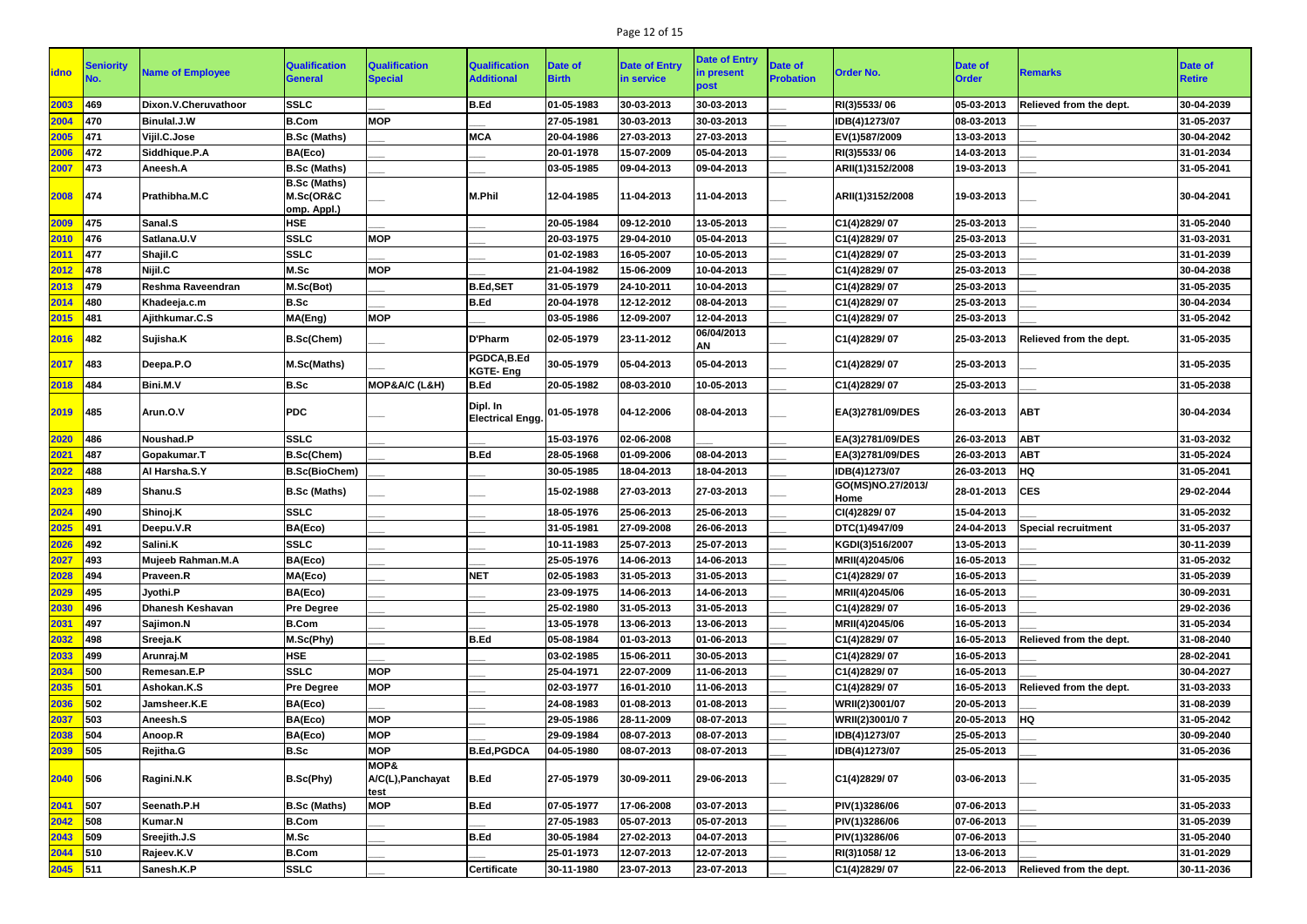| idno | Seniority No. | Name of Employee | Qualification General | Qualification Special | Qualification Additional | Date of Birth | Date of Entry in service | Date of Entry in present post | Date of Probation | Order No. | Date of Order | Remarks | Date of Retire |
|---|---|---|---|---|---|---|---|---|---|---|---|---|---|
| 2003 | 469 | Dixon.V.Cheruvathoor | SSLC | ___ | B.Ed | 01-05-1983 | 30-03-2013 | 30-03-2013 | ___ | RI(3)5533/ 06 | 05-03-2013 | Relieved from the dept. | 30-04-2039 |
| 2004 | 470 | Binulal.J.W | B.Com | MOP | ___ | 27-05-1981 | 30-03-2013 | 30-03-2013 | ___ | IDB(4)1273/07 | 08-03-2013 | ___ | 31-05-2037 |
| 2005 | 471 | Vijil.C.Jose | B.Sc (Maths) | ___ | MCA | 20-04-1986 | 27-03-2013 | 27-03-2013 | ___ | EV(1)587/2009 | 13-03-2013 | ___ | 30-04-2042 |
| 2006 | 472 | Siddhique.P.A | BA(Eco) | ___ | ___ | 20-01-1978 | 15-07-2009 | 05-04-2013 | ___ | RI(3)5533/ 06 | 14-03-2013 | ___ | 31-01-2034 |
| 2007 | 473 | Aneesh.A | B.Sc (Maths) | ___ | ___ | 03-05-1985 | 09-04-2013 | 09-04-2013 | ___ | ARII(1)3152/2008 | 19-03-2013 | ___ | 31-05-2041 |
| 2008 | 474 | Prathibha.M.C | B.Sc (Maths) M.Sc(OR&C omp. Appl.) | ___ | M.Phil | 12-04-1985 | 11-04-2013 | 11-04-2013 | ___ | ARII(1)3152/2008 | 19-03-2013 | ___ | 30-04-2041 |
| 2009 | 475 | Sanal.S | HSE | ___ | ___ | 20-05-1984 | 09-12-2010 | 13-05-2013 | ___ | C1(4)2829/ 07 | 25-03-2013 | ___ | 31-05-2040 |
| 2010 | 476 | Satlana.U.V | SSLC | MOP | ___ | 20-03-1975 | 29-04-2010 | 05-04-2013 | ___ | C1(4)2829/ 07 | 25-03-2013 | ___ | 31-03-2031 |
| 2011 | 477 | Shajil.C | SSLC | ___ | ___ | 01-02-1983 | 16-05-2007 | 10-05-2013 | ___ | C1(4)2829/ 07 | 25-03-2013 | ___ | 31-01-2039 |
| 2012 | 478 | Nijil.C | M.Sc | MOP | ___ | 21-04-1982 | 15-06-2009 | 10-04-2013 | ___ | C1(4)2829/ 07 | 25-03-2013 | ___ | 30-04-2038 |
| 2013 | 479 | Reshma Raveendran | M.Sc(Bot) | ___ | B.Ed,SET | 31-05-1979 | 24-10-2011 | 10-04-2013 | ___ | C1(4)2829/ 07 | 25-03-2013 | ___ | 31-05-2035 |
| 2014 | 480 | Khadeeja.c.m | B.Sc | ___ | B.Ed | 20-04-1978 | 12-12-2012 | 08-04-2013 | ___ | C1(4)2829/ 07 | 25-03-2013 | ___ | 30-04-2034 |
| 2015 | 481 | Ajithkumar.C.S | MA(Eng) | MOP | ___ | 03-05-1986 | 12-09-2007 | 12-04-2013 | ___ | C1(4)2829/ 07 | 25-03-2013 | ___ | 31-05-2042 |
| 2016 | 482 | Sujisha.K | B.Sc(Chem) | ___ | D'Pharm | 02-05-1979 | 23-11-2012 | 06/04/2013 AN | ___ | C1(4)2829/ 07 | 25-03-2013 | Relieved from the dept. | 31-05-2035 |
| 2017 | 483 | Deepa.P.O | M.Sc(Maths) | ___ | PGDCA,B.Ed KGTE- Eng | 30-05-1979 | 05-04-2013 | 05-04-2013 | ___ | C1(4)2829/ 07 | 25-03-2013 | ___ | 31-05-2035 |
| 2018 | 484 | Bini.M.V | B.Sc | MOP&A/C (L&H) | B.Ed | 20-05-1982 | 08-03-2010 | 10-05-2013 | ___ | C1(4)2829/ 07 | 25-03-2013 | ___ | 31-05-2038 |
| 2019 | 485 | Arun.O.V | PDC | ___ | Dipl. In Electrical Engg. | 01-05-1978 | 04-12-2006 | 08-04-2013 | ___ | EA(3)2781/09/DES | 26-03-2013 | ABT | 30-04-2034 |
| 2020 | 486 | Noushad.P | SSLC | ___ | ___ | 15-03-1976 | 02-06-2008 | ___ | ___ | EA(3)2781/09/DES | 26-03-2013 | ABT | 31-03-2032 |
| 2021 | 487 | Gopakumar.T | B.Sc(Chem) | ___ | B.Ed | 28-05-1968 | 01-09-2006 | 08-04-2013 | ___ | EA(3)2781/09/DES | 26-03-2013 | ABT | 31-05-2024 |
| 2022 | 488 | Al Harsha.S.Y | B.Sc(BioChem) | ___ | ___ | 30-05-1985 | 18-04-2013 | 18-04-2013 | ___ | IDB(4)1273/07 | 26-03-2013 | HQ | 31-05-2041 |
| 2023 | 489 | Shanu.S | B.Sc (Maths) | ___ | ___ | 15-02-1988 | 27-03-2013 | 27-03-2013 | ___ | GO(MS)NO.27/2013/ Home | 28-01-2013 | CES | 29-02-2044 |
| 2024 | 490 | Shinoj.K | SSLC | ___ | ___ | 18-05-1976 | 25-06-2013 | 25-06-2013 | ___ | CI(4)2829/ 07 | 15-04-2013 | ___ | 31-05-2032 |
| 2025 | 491 | Deepu.V.R | BA(Eco) | ___ | ___ | 31-05-1981 | 27-09-2008 | 26-06-2013 | ___ | DTC(1)4947/09 | 24-04-2013 | Special recruitment | 31-05-2037 |
| 2026 | 492 | Salini.K | SSLC | ___ | ___ | 10-11-1983 | 25-07-2013 | 25-07-2013 | ___ | KGDI(3)516/2007 | 13-05-2013 | ___ | 30-11-2039 |
| 2027 | 493 | Mujeeb Rahman.M.A | BA(Eco) | ___ | ___ | 25-05-1976 | 14-06-2013 | 14-06-2013 | ___ | MRII(4)2045/06 | 16-05-2013 | ___ | 31-05-2032 |
| 2028 | 494 | Praveen.R | MA(Eco) | ___ | NET | 02-05-1983 | 31-05-2013 | 31-05-2013 | ___ | C1(4)2829/ 07 | 16-05-2013 | ___ | 31-05-2039 |
| 2029 | 495 | Jyothi.P | BA(Eco) | ___ | ___ | 23-09-1975 | 14-06-2013 | 14-06-2013 | ___ | MRII(4)2045/06 | 16-05-2013 | ___ | 30-09-2031 |
| 2030 | 496 | Dhanesh Keshavan | Pre Degree | ___ | ___ | 25-02-1980 | 31-05-2013 | 31-05-2013 | ___ | C1(4)2829/ 07 | 16-05-2013 | ___ | 29-02-2036 |
| 2031 | 497 | Sajimon.N | B.Com | ___ | ___ | 13-05-1978 | 13-06-2013 | 13-06-2013 | ___ | MRII(4)2045/06 | 16-05-2013 | ___ | 31-05-2034 |
| 2032 | 498 | Sreeja.K | M.Sc(Phy) | ___ | B.Ed | 05-08-1984 | 01-03-2013 | 01-06-2013 | ___ | C1(4)2829/ 07 | 16-05-2013 | Relieved from the dept. | 31-08-2040 |
| 2033 | 499 | Arunraj.M | HSE | ___ | ___ | 03-02-1985 | 15-06-2011 | 30-05-2013 | ___ | C1(4)2829/ 07 | 16-05-2013 | ___ | 28-02-2041 |
| 2034 | 500 | Remesan.E.P | SSLC | MOP | ___ | 25-04-1971 | 22-07-2009 | 11-06-2013 | ___ | C1(4)2829/ 07 | 16-05-2013 | ___ | 30-04-2027 |
| 2035 | 501 | Ashokan.K.S | Pre Degree | MOP | ___ | 02-03-1977 | 16-01-2010 | 11-06-2013 | ___ | C1(4)2829/ 07 | 16-05-2013 | Relieved from the dept. | 31-03-2033 |
| 2036 | 502 | Jamsheer.K.E | BA(Eco) | ___ | ___ | 24-08-1983 | 01-08-2013 | 01-08-2013 | ___ | WRII(2)3001/07 | 20-05-2013 | ___ | 31-08-2039 |
| 2037 | 503 | Aneesh.S | BA(Eco) | MOP | ___ | 29-05-1986 | 28-11-2009 | 08-07-2013 | ___ | WRII(2)3001/0 7 | 20-05-2013 | HQ | 31-05-2042 |
| 2038 | 504 | Anoop.R | BA(Eco) | MOP | ___ | 29-09-1984 | 08-07-2013 | 08-07-2013 | ___ | IDB(4)1273/07 | 25-05-2013 | ___ | 30-09-2040 |
| 2039 | 505 | Rejitha.G | B.Sc | MOP | B.Ed,PGDCA | 04-05-1980 | 08-07-2013 | 08-07-2013 | ___ | IDB(4)1273/07 | 25-05-2013 | ___ | 31-05-2036 |
| 2040 | 506 | Ragini.N.K | B.Sc(Phy) | MOP& A/C(L),Panchayat test | B.Ed | 27-05-1979 | 30-09-2011 | 29-06-2013 | ___ | C1(4)2829/ 07 | 03-06-2013 | ___ | 31-05-2035 |
| 2041 | 507 | Seenath.P.H | B.Sc (Maths) | MOP | B.Ed | 07-05-1977 | 17-06-2008 | 03-07-2013 | ___ | PIV(1)3286/06 | 07-06-2013 | ___ | 31-05-2033 |
| 2042 | 508 | Kumar.N | B.Com | ___ | ___ | 27-05-1983 | 05-07-2013 | 05-07-2013 | ___ | PIV(1)3286/06 | 07-06-2013 | ___ | 31-05-2039 |
| 2043 | 509 | Sreejith.J.S | M.Sc | ___ | B.Ed | 30-05-1984 | 27-02-2013 | 04-07-2013 | ___ | PIV(1)3286/06 | 07-06-2013 | ___ | 31-05-2040 |
| 2044 | 510 | Rajeev.K.V | B.Com | ___ | ___ | 25-01-1973 | 12-07-2013 | 12-07-2013 | ___ | RI(3)1058/ 12 | 13-06-2013 | ___ | 31-01-2029 |
| 2045 | 511 | Sanesh.K.P | SSLC | ___ | Certificate | 30-11-1980 | 23-07-2013 | 23-07-2013 | ___ | C1(4)2829/ 07 | 22-06-2013 | Relieved from the dept. | 30-11-2036 |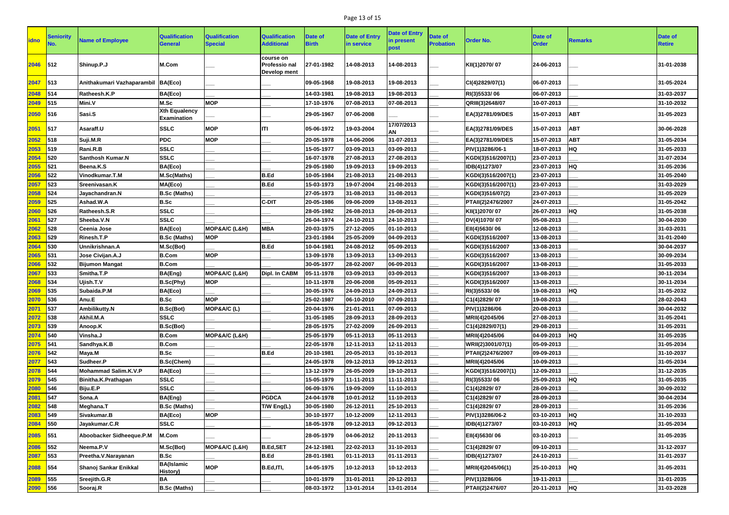| idno | Seniority No. | Name of Employee | Qualification General | Qualification Special | Qualification Additional | Date of Birth | Date of Entry in service | Date of Entry in present post | Date of Probation | Order No. | Date of Order | Remarks | Date of Retire |
|---|---|---|---|---|---|---|---|---|---|---|---|---|---|
| 2046 | 512 | Shinup.P.J | M.Com | ___ | course on Profession nal Develop ment | 27-01-1982 | 14-08-2013 | 14-08-2013 | ___ | KII(1)2070/ 07 | 24-06-2013 | ___ | 31-01-2038 |
| 2047 | 513 | Anithakumari Vazhaparambil | BA(Eco) | ___ | ___ | 09-05-1968 | 19-08-2013 | 19-08-2013 | ___ | CI(4)2829/07(1) | 06-07-2013 | ___ | 31-05-2024 |
| 2048 | 514 | Ratheesh.K.P | BA(Eco) | ___ | ___ | 14-03-1981 | 19-08-2013 | 19-08-2013 | ___ | RI(3)5533/ 06 | 06-07-2013 | ___ | 31-03-2037 |
| 2049 | 515 | Mini.V | M.Sc | MOP | ___ | 17-10-1976 | 07-08-2013 | 07-08-2013 | ___ | QRIII(3)2648/07 | 10-07-2013 | ___ | 31-10-2032 |
| 2050 | 516 | Sasi.S | Xth Equalency Examination | ___ | ___ | 29-05-1967 | 07-06-2008 | ___ | ___ | EA(3)2781/09/DES | 15-07-2013 | ABT | 31-05-2023 |
| 2051 | 517 | Asaraff.U | SSLC | MOP | ITI | 05-06-1972 | 19-03-2004 | 17/07/2013 AN | ___ | EA(3)2781/09/DES | 15-07-2013 | ABT | 30-06-2028 |
| 2052 | 518 | Suji.M.R | PDC | MOP | ___ | 20-05-1978 | 14-06-2006 | 31-07-2013 | ___ | EA(3)2781/09/DES | 15-07-2013 | ABT | 31-05-2034 |
| 2053 | 519 | Rani.R.B | SSLC | ___ | ___ | 15-05-1977 | 03-09-2013 | 03-09-2013 | ___ | PIV(1)3286/06-1 | 18-07-2013 | HQ | 31-05-2033 |
| 2054 | 520 | Santhosh Kumar.N | SSLC | ___ | ___ | 16-07-1978 | 27-08-2013 | 27-08-2013 | ___ | KGDI(3)516/2007(1) | 23-07-2013 | ___ | 31-07-2034 |
| 2055 | 521 | Beena.K.S | BA(Eco) | ___ | ___ | 29-05-1980 | 19-09-2013 | 19-09-2013 | ___ | IDB(4)1273/07 | 23-07-2013 | HQ | 31-05-2036 |
| 2056 | 522 | Vinodkumar.T.M | M.Sc(Maths) | ___ | B.Ed | 10-05-1984 | 21-08-2013 | 21-08-2013 | ___ | KGDI(3)516/2007(1) | 23-07-2013 | ___ | 31-05-2040 |
| 2057 | 523 | Sreenivasan.K | MA(Eco) | ___ | B.Ed | 15-03-1973 | 19-07-2004 | 21-08-2013 | ___ | KGDI(3)516/2007(1) | 23-07-2013 | ___ | 31-03-2029 |
| 2058 | 524 | Jayachandran.N | B.Sc (Maths) | ___ | ___ | 27-05-1973 | 31-08-2013 | 31-08-2013 | ___ | KGDI(3)516/07(2) | 23-07-2013 | ___ | 31-05-2029 |
| 2059 | 525 | Ashad.W.A | B.Sc | ___ | C-DIT | 20-05-1986 | 09-06-2009 | 13-08-2013 | ___ | PTAII(2)2476/2007 | 24-07-2013 | ___ | 31-05-2042 |
| 2060 | 526 | Ratheesh.S.R | SSLC | ___ | ___ | 28-05-1982 | 26-08-2013 | 26-08-2013 | ___ | KII(1)2070/ 07 | 26-07-2013 | HQ | 31-05-2038 |
| 2061 | 527 | Sheeba.V.N | SSLC | ___ | ___ | 26-04-1974 | 24-10-2013 | 24-10-2013 | ___ | DV(4)1070/ 07 | 05-08-2013 | ___ | 30-04-2030 |
| 2062 | 528 | Ceenia Jose | BA(Eco) | MOP&A/C (L&H) | MBA | 20-03-1975 | 27-12-2005 | 01-10-2013 | ___ | EII(4)5630/ 06 | 12-08-2013 | ___ | 31-03-2031 |
| 2063 | 529 | Rinesh.T.P | B.Sc (Maths) | MOP | ___ | 23-01-1984 | 25-05-2009 | 04-09-2013 | ___ | KGDI(3)516/2007 | 13-08-2013 | ___ | 31-01-2040 |
| 2064 | 530 | Unnikrishnan.A | M.Sc(Bot) | ___ | B.Ed | 10-04-1981 | 24-08-2012 | 05-09-2013 | ___ | KGDI(3)516/2007 | 13-08-2013 | ___ | 30-04-2037 |
| 2065 | 531 | Jose Civijan.A.J | B.Com | MOP | ___ | 13-09-1978 | 13-09-2013 | 13-09-2013 | ___ | KGDI(3)516/2007 | 13-08-2013 | ___ | 30-09-2034 |
| 2066 | 532 | Bijumon Mangat | B.Com | ___ | ___ | 30-05-1977 | 28-02-2007 | 06-09-2013 | ___ | KGDI(3)516/2007 | 13-08-2013 | ___ | 31-05-2033 |
| 2067 | 533 | Smitha.T.P | BA(Eng) | MOP&A/C (L&H) | Dipl. In CABM | 05-11-1978 | 03-09-2013 | 03-09-2013 | ___ | KGDI(3)516/2007 | 13-08-2013 | ___ | 30-11-2034 |
| 2068 | 534 | Ujish.T.V | B.Sc(Phy) | MOP | ___ | 10-11-1978 | 20-06-2008 | 05-09-2013 | ___ | KGDI(3)516/2007 | 13-08-2013 | ___ | 30-11-2034 |
| 2069 | 535 | Subaida.P.M | BA(Eco) | ___ | ___ | 30-05-1976 | 24-09-2013 | 24-09-2013 | ___ | RI(3)5533/ 06 | 19-08-2013 | HQ | 31-05-2032 |
| 2070 | 536 | Anu.E | B.Sc | MOP | ___ | 25-02-1987 | 06-10-2010 | 07-09-2013 | ___ | C1(4)2829/ 07 | 19-08-2013 | ___ | 28-02-2043 |
| 2071 | 537 | Ambilikutty.N | B.Sc(Bot) | MOP&A/C (L) | ___ | 20-04-1976 | 21-01-2011 | 07-09-2013 | ___ | PIV(1)3286/06 | 20-08-2013 | ___ | 30-04-2032 |
| 2072 | 538 | Akhil.M.A | SSLC | ___ | ___ | 31-05-1985 | 28-09-2013 | 28-09-2013 | ___ | MRII(4)2045/06 | 27-08-2013 | ___ | 31-05-2041 |
| 2073 | 539 | Anoop.K | B.Sc(Bot) | ___ | ___ | 28-05-1975 | 27-02-2009 | 26-09-2013 | ___ | C1(4)2829/07(1) | 29-08-2013 | ___ | 31-05-2031 |
| 2074 | 540 | Vinsha.J | B.Com | MOP&A/C (L&H) | ___ | 25-05-1979 | 05-11-2013 | 05-11-2013 | ___ | MRII(4)2045/06 | 04-09-2013 | HQ | 31-05-2035 |
| 2075 | 541 | Sandhya.K.B | B.Com | ___ | ___ | 22-05-1978 | 12-11-2013 | 12-11-2013 | ___ | WRII(2)3001/07(1) | 05-09-2013 | ___ | 31-05-2034 |
| 2076 | 542 | Maya.M | B.Sc | ___ | B.Ed | 20-10-1981 | 20-05-2013 | 01-10-2013 | ___ | PTAII(2)2476/2007 | 09-09-2013 | ___ | 31-10-2037 |
| 2077 | 543 | Sudheer.P | B.Sc(Chem) | ___ | ___ | 24-05-1978 | 09-12-2013 | 09-12-2013 | ___ | MRII(4)2045/06 | 10-09-2013 | ___ | 31-05-2034 |
| 2078 | 544 | Mohammad Salim.K.V.P | BA(Eco) | ___ | ___ | 13-12-1979 | 26-05-2009 | 19-10-2013 | ___ | KGDI(3)516/2007(1) | 12-09-2013 | ___ | 31-12-2035 |
| 2079 | 545 | Binitha.K.Prathapan | SSLC | ___ | ___ | 15-05-1979 | 11-11-2013 | 11-11-2013 | ___ | RI(3)5533/ 06 | 25-09-2013 | HQ | 31-05-2035 |
| 2080 | 546 | Biju.E.P | SSLC | ___ | ___ | 06-09-1976 | 19-09-2009 | 11-10-2013 | ___ | C1(4)2829/ 07 | 28-09-2013 | ___ | 30-09-2032 |
| 2081 | 547 | Sona.A | BA(Eng) | ___ | PGDCA | 24-04-1978 | 10-01-2012 | 11-10-2013 | ___ | C1(4)2829/ 07 | 28-09-2013 | ___ | 30-04-2034 |
| 2082 | 548 | Meghana.T | B.Sc (Maths) | ___ | T/W Eng(L) | 30-05-1980 | 26-12-2011 | 25-10-2013 | ___ | C1(4)2829/ 07 | 28-09-2013 | ___ | 31-05-2036 |
| 2083 | 549 | Sivakumar.B | BA(Eco) | MOP | ___ | 30-10-1977 | 10-12-2009 | 12-11-2013 | ___ | PIV(1)3286/06-2 | 03-10-2013 | HQ | 31-10-2033 |
| 2084 | 550 | Jayakumar.C.R | SSLC | ___ | ___ | 18-05-1978 | 09-12-2013 | 09-12-2013 | ___ | IDB(4)1273/07 | 03-10-2013 | HQ | 31-05-2034 |
| 2085 | 551 | Aboobacker Sidheeque.P.M | M.Com | ___ | ___ | 28-05-1979 | 04-06-2012 | 20-11-2013 | ___ | EII(4)5630/ 06 | 03-10-2013 | ___ | 31-05-2035 |
| 2086 | 552 | Neema.P.V | M.Sc(Bot) | MOP&A/C (L&H) | B.Ed,SET | 24-12-1981 | 22-02-2013 | 31-10-2013 | ___ | C1(4)2829/ 07 | 09-10-2013 | ___ | 31-12-2037 |
| 2087 | 553 | Preetha.V.Narayanan | B.Sc | ___ | B.Ed | 28-01-1981 | 01-11-2013 | 01-11-2013 | ___ | IDB(4)1273/07 | 24-10-2013 | ___ | 31-01-2037 |
| 2088 | 554 | Shanoj Sankar Enikkal | BA(Islamic History) | MOP | B.Ed,ITI, | 14-05-1975 | 10-12-2013 | 10-12-2013 | ___ | MRII(4)2045/06(1) | 25-10-2013 | HQ | 31-05-2031 |
| 2089 | 555 | Sreejith.G.R | BA | ___ | ___ | 10-01-1979 | 31-01-2011 | 20-12-2013 | ___ | PIV(1)3286/06 | 19-11-2013 | ___ | 31-01-2035 |
| 2090 | 556 | Sooraj.R | B.Sc (Maths) | ___ | ___ | 08-03-1972 | 13-01-2014 | 13-01-2014 | ___ | PTAII(2)2476/07 | 20-11-2013 | HQ | 31-03-2028 |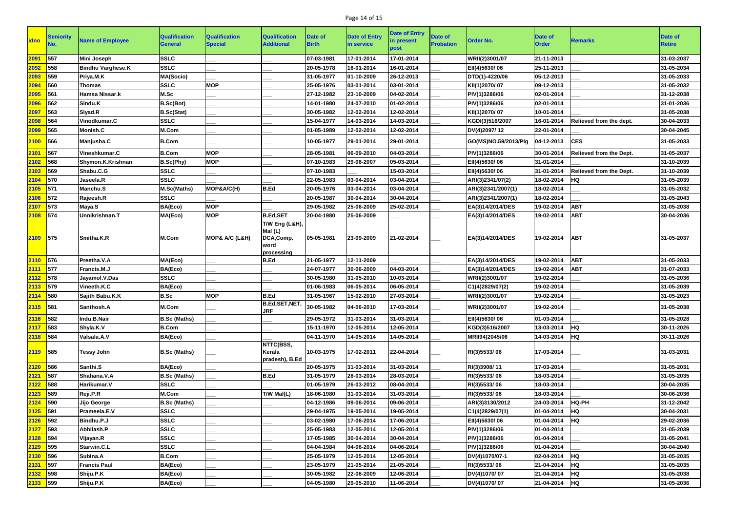| idno | Seniority No. | Name of Employee | Qualification General | Qualification Special | Qualification Additional | Date of Birth | Date of Entry in service | Date of Entry in present post | Date of Probation | Order No. | Date of Order | Remarks | Date of Retire |
|---|---|---|---|---|---|---|---|---|---|---|---|---|---|
| 2091 | 557 | Mini Joseph | SSLC | ___ | ___ | 07-03-1981 | 17-01-2014 | 17-01-2014 | ___ | WRII(2)3001/07 | 21-11-2013 | ___ | 31-03-2037 |
| 2092 | 558 | Bindhu Varghese.K | SSLC | ___ | ___ | 20-05-1978 | 16-01-2014 | 16-01-2014 | ___ | EII(4)5630/ 06 | 25-11-2013 | ___ | 31-05-2034 |
| 2093 | 559 | Priya.M.K | MA(Socio) | ___ | ___ | 31-05-1977 | 01-10-2009 | 26-12-2013 | ___ | DTD(1)-4220/06 | 05-12-2013 | ___ | 31-05-2033 |
| 2094 | 560 | Thomas | SSLC | MOP | ___ | 25-05-1976 | 03-01-2014 | 03-01-2014 | ___ | KII(1)2070/ 07 | 09-12-2013 | ___ | 31-05-2032 |
| 2095 | 561 | Hamsa Nissar.k | M.Sc | ___ | ___ | 27-12-1982 | 23-10-2009 | 04-02-2014 | ___ | PIV(1)3286/06 | 02-01-2014 | ___ | 31-12-2038 |
| 2096 | 562 | Sindu.K | B.Sc(Bot) | ___ | ___ | 14-01-1980 | 24-07-2010 | 01-02-2014 | ___ | PIV(1)3286/06 | 02-01-2014 | ___ | 31-01-2036 |
| 2097 | 563 | Siyad.R | B.Sc(Stat) | ___ | ___ | 30-05-1982 | 12-02-2014 | 12-02-2014 | ___ | KII(1)2070/ 07 | 10-01-2014 | ___ | 31-05-2038 |
| 2098 | 564 | Vinodkumar.C | SSLC | ___ | ___ | 15-04-1977 | 14-03-2014 | 14-03-2014 | ___ | KGDI(3)516/2007 | 16-01-2014 | Relieved from the dept. | 30-04-2033 |
| 2099 | 565 | Monish.C | M.Com | ___ | ___ | 01-05-1989 | 12-02-2014 | 12-02-2014 | ___ | DV(4)2097/ 12 | 22-01-2014 | ___ | 30-04-2045 |
| 2100 | 566 | Manjusha.C | B.Com | ___ | ___ | 10-05-1977 | 29-01-2014 | 29-01-2014 | ___ | GO(MS)NO.59/2013/Plg | 04-12-2013 | CES | 31-05-2033 |
| 2101 | 567 | Vineshkumar.C | B.Com | MOP | ___ | 28-05-1981 | 06-09-2010 | 04-03-2014 | ___ | PIV(1)3286/06 | 30-01-2014 | Relieved from the Dept. | 31-05-2037 |
| 2102 | 568 | Shymon.K.Krishnan | B.Sc(Phy) | MOP | ___ | 07-10-1983 | 29-06-2007 | 05-03-2014 | ___ | EII(4)5630/ 06 | 31-01-2014 | ___ | 31-10-2039 |
| 2103 | 569 | Shabu.C.G | SSLC | ___ | ___ | 07-10-1983 | ___ | 15-03-2014 | ___ | EII(4)5630/ 06 | 31-01-2014 | Relieved from the Dept. | 31-10-2039 |
| 2104 | 570 | Jaseela.R | SSLC | ___ | ___ | 22-05-1983 | 03-04-2014 | 03-04-2014 | ___ | ARI(3)2341/07(2) | 18-02-2014 | HQ | 31-05-2039 |
| 2105 | 571 | Manchu.S | M.Sc(Maths) | MOP&A/C(H) | B.Ed | 20-05-1976 | 03-04-2014 | 03-04-2014 | ___ | ARI(3)2341/2007(1) | 18-02-2014 | ___ | 31-05-2032 |
| 2106 | 572 | Rajeesh.R | SSLC | ___ | ___ | 20-05-1987 | 30-04-2014 | 30-04-2014 | ___ | ARI(3)2341/2007(1) | 18-02-2014 | ___ | 31-05-2043 |
| 2107 | 573 | Maya.S | BA(Eco) | MOP | ___ | 29-05-1982 | 25-06-2009 | 25-02-2014 | ___ | EA(3)14/2014/DES | 19-02-2014 | ABT | 31-05-2038 |
| 2108 | 574 | Unnikrishnan.T | MA(Eco) | MOP | B.Ed,SET | 20-04-1980 | 25-06-2009 | ___ | ___ | EA(3)14/2014/DES | 19-02-2014 | ABT | 30-04-2036 |
| 2109 | 575 | Smitha.K.R | M.Com | MOP& A/C (L&H) | T/W Eng (L&H), Mal (L) DCA,Comp. word processing | 05-05-1981 | 23-09-2009 | 21-02-2014 | ___ | EA(3)14/2014/DES | 19-02-2014 | ABT | 31-05-2037 |
| 2110 | 576 | Preetha.V.A | MA(Eco) | ___ | B.Ed | 21-05-1977 | 12-11-2009 | ___ | ___ | EA(3)14/2014/DES | 19-02-2014 | ABT | 31-05-2033 |
| 2111 | 577 | Francis.M.J | BA(Eco) | ___ | ___ | 24-07-1977 | 30-06-2009 | 04-03-2014 | ___ | EA(3)14/2014/DES | 19-02-2014 | ABT | 31-07-2033 |
| 2112 | 578 | Jayamol.V.Das | SSLC | ___ | ___ | 30-05-1980 | 31-05-2010 | 10-03-2014 | ___ | WRII(2)3001/07 | 19-02-2014 | ___ | 31-05-2036 |
| 2113 | 579 | Vineeth.K.C | BA(Eco) | ___ | ___ | 01-06-1983 | 06-05-2014 | 06-05-2014 | ___ | C1(4)2829/07(2) | 19-02-2014 | ___ | 31-05-2039 |
| 2114 | 580 | Sajith Babu.K.K | B.Sc | MOP | B.Ed | 31-05-1967 | 15-02-2010 | 27-03-2014 | ___ | WRII(2)3001/07 | 19-02-2014 | ___ | 31-05-2023 |
| 2115 | 581 | Santhosh.A | M.Com | ___ | B.Ed,SET,NET, JRF | 30-05-1982 | 04-06-2010 | 17-03-2014 | ___ | WRII(2)3001/07 | 19-02-2014 | ___ | 31-05-2038 |
| 2116 | 582 | Indu.B.Nair | B.Sc (Maths) | ___ | ___ | 29-05-1972 | 31-03-2014 | 31-03-2014 | ___ | EII(4)5630/ 06 | 01-03-2014 | ___ | 31-05-2028 |
| 2117 | 583 | Shyla.K.V | B.Com | ___ | ___ | 15-11-1970 | 12-05-2014 | 12-05-2014 | ___ | KGD(3)516/2007 | 13-03-2014 | HQ | 30-11-2026 |
| 2118 | 584 | Valsala.A.V | BA(Eco) | ___ | ___ | 04-11-1970 | 14-05-2014 | 14-05-2014 | ___ | MRII94)2045/06 | 14-03-2014 | HQ | 30-11-2026 |
| 2119 | 585 | Tessy John | B.Sc (Maths) | ___ | NTTC(BSS, Kerala pradesh), B.Ed | 10-03-1975 | 17-02-2011 | 22-04-2014 | ___ | RI(3)5533/ 06 | 17-03-2014 | ___ | 31-03-2031 |
| 2120 | 586 | Santhi.S | BA(Eco) | ___ | ___ | 20-05-1975 | 31-03-2014 | 31-03-2014 | ___ | RI(3)3908/ 11 | 17-03-2014 | ___ | 31-05-2031 |
| 2121 | 587 | Shahana.V.A | B.Sc (Maths) | ___ | B.Ed | 31-05-1979 | 28-03-2014 | 28-03-2014 | ___ | RI(3)5533/ 06 | 18-03-2014 | ___ | 31-05-2035 |
| 2122 | 588 | Harikumar.V | SSLC | ___ | ___ | 01-05-1979 | 26-03-2012 | 08-04-2014 | ___ | RI(3)5533/ 06 | 18-03-2014 | ___ | 30-04-2035 |
| 2123 | 589 | Reji.P.R | M.Com | ___ | T/W Mal(L) | 18-06-1980 | 31-03-2014 | 31-03-2014 | ___ | RI(3)5533/ 06 | 18-03-2014 | ___ | 30-06-2036 |
| 2124 | 590 | Jijo George | B.Sc (Maths) | ___ | ___ | 04-12-1986 | 09-06-2014 | 09-06-2014 | ___ | ARI(3)3130/2012 | 24-03-2014 | HQ-PH | 31-12-2042 |
| 2125 | 591 | Prameela.E.V | SSLC | ___ | ___ | 29-04-1975 | 19-05-2014 | 19-05-2014 | ___ | C1(4)2829/07(1) | 01-04-2014 | HQ | 30-04-2031 |
| 2126 | 592 | Bindhu.P.J | SSLC | ___ | ___ | 03-02-1980 | 17-06-2014 | 17-06-2014 | ___ | EII(4)5630/ 06 | 01-04-2014 | HQ | 29-02-2036 |
| 2127 | 593 | Abhilash.P | SSLC | ___ | ___ | 25-05-1983 | 12-05-2014 | 12-05-2014 | ___ | PIV(1)3286/06 | 01-04-2014 | ___ | 31-05-2039 |
| 2128 | 594 | Vijayan.R | SSLC | ___ | ___ | 17-05-1985 | 30-04-2014 | 30-04-2014 | ___ | PIV(1)3286/06 | 01-04-2014 | ___ | 31-05-2041 |
| 2129 | 595 | Starwin.C.L | SSLC | ___ | ___ | 04-04-1984 | 04-06-2014 | 04-06-2014 | ___ | PIV(1)3286/06 | 01-04-2014 | ___ | 30-04-2040 |
| 2130 | 596 | Subina.A | B.Com | ___ | ___ | 25-05-1979 | 12-05-2014 | 12-05-2014 | ___ | DV(4)1070/07-1 | 02-04-2014 | HQ | 31-05-2035 |
| 2131 | 597 | Francis Paul | BA(Eco) | ___ | ___ | 23-05-1979 | 21-05-2014 | 21-05-2014 | ___ | RI(3)5533/ 06 | 21-04-2014 | HQ | 31-05-2035 |
| 2132 | 598 | Shiju.P.K | BA(Eco) | ___ | ___ | 30-05-1982 | 22-06-2009 | 12-06-2014 | ___ | DV(4)1070/ 07 | 21-04-2014 | HQ | 31-05-2038 |
| 2133 | 599 | Shiju.P.K | BA(Eco) | ___ | ___ | 04-05-1980 | 29-05-2010 | 11-06-2014 | ___ | DV(4)1070/ 07 | 21-04-2014 | HQ | 31-05-2036 |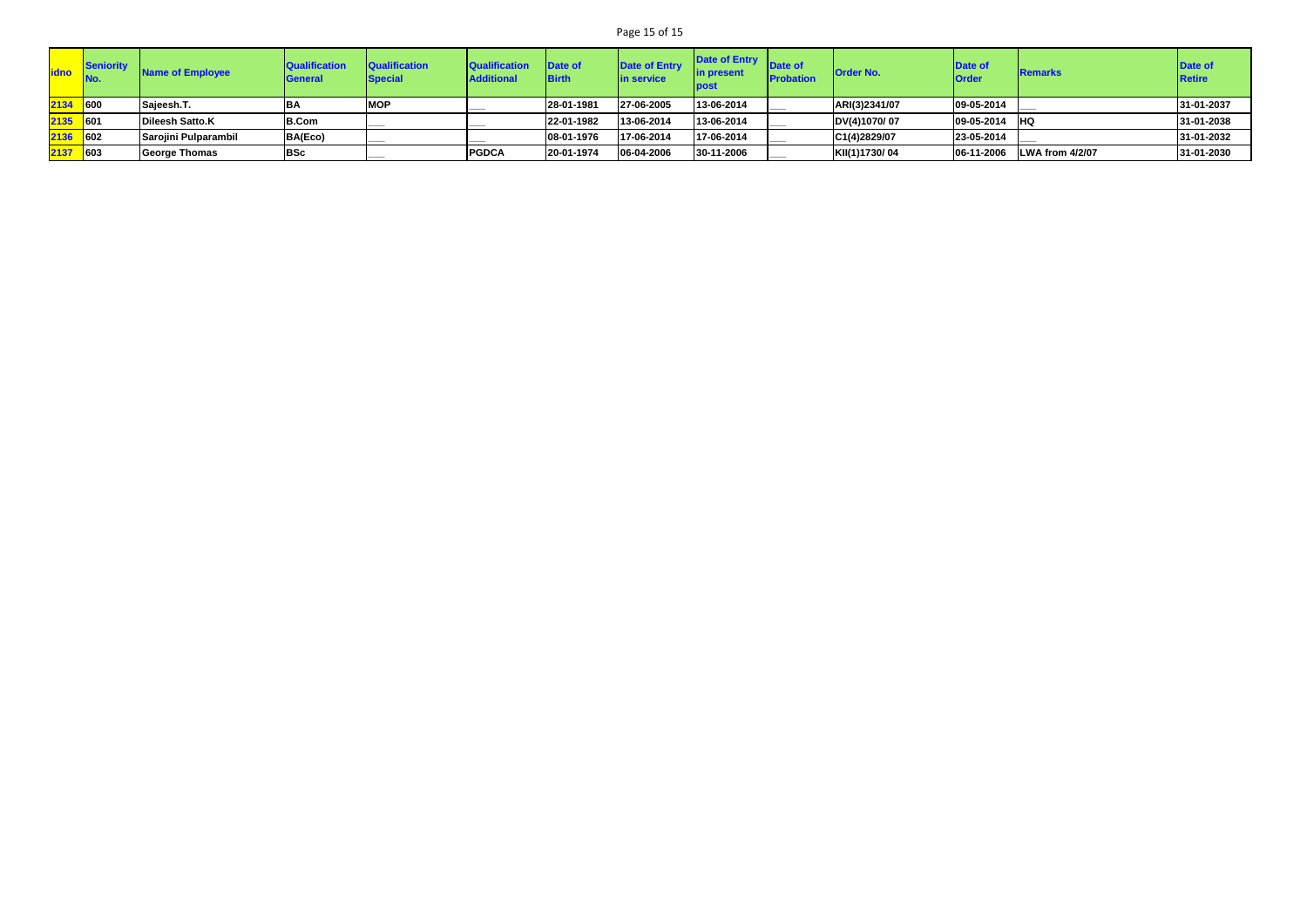| idno | Seniority No. | Name of Employee | Qualification General | Qualification Special | Qualification Additional | Date of Birth | Date of Entry in service | Date of Entry in present post | Date of Probation | Order No. | Date of Order | Remarks | Date of Retire |
|---|---|---|---|---|---|---|---|---|---|---|---|---|---|
| 2134 | 600 | Sajeesh.T. | BA | MOP | ___ | 28-01-1981 | 27-06-2005 | 13-06-2014 | ___ | ARI(3)2341/07 | 09-05-2014 | ___ | 31-01-2037 |
| 2135 | 601 | Dileesh Satto.K | B.Com | ___ | ___ | 22-01-1982 | 13-06-2014 | 13-06-2014 | ___ | DV(4)1070/ 07 | 09-05-2014 | HQ | 31-01-2038 |
| 2136 | 602 | Sarojini Pulparambil | BA(Eco) | ___ | ___ | 08-01-1976 | 17-06-2014 | 17-06-2014 | ___ | C1(4)2829/07 | 23-05-2014 | ___ | 31-01-2032 |
| 2137 | 603 | George Thomas | BSc | ___ | PGDCA | 20-01-1974 | 06-04-2006 | 30-11-2006 | ___ | KII(1)1730/ 04 | 06-11-2006 | LWA from 4/2/07 | 31-01-2030 |